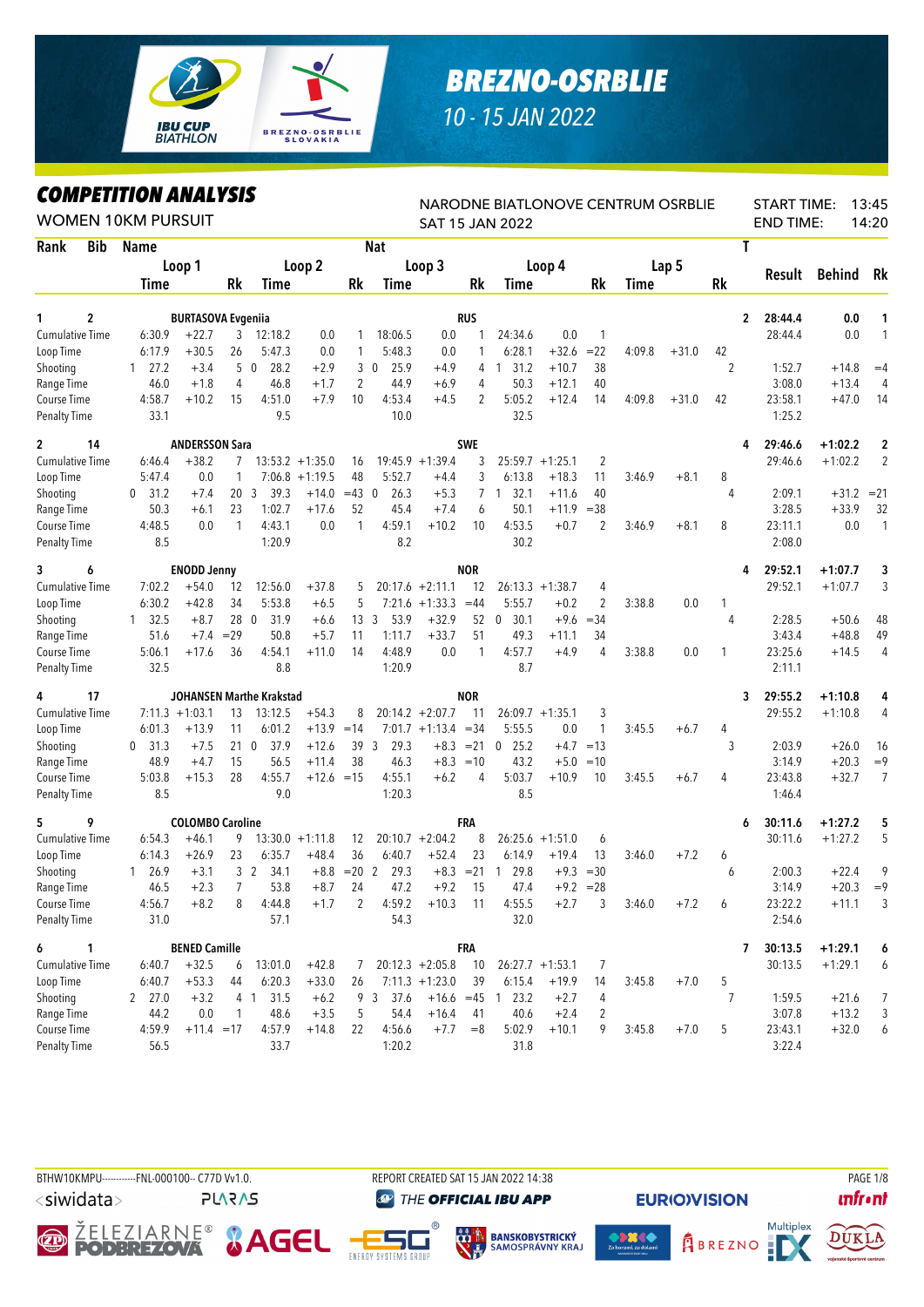# BREZNO-OSRBLIE

10 - 15 JAN 2022

## COMPETITION ANALYSIS

WOMEN 10KM PURSUIT

NARODNE BIATLONOVE CENTRUM OSRBLIE
SAT 15 JAN 2022

START TIME: 13:45
END TIME: 14:20

| Rank | Bib | Name | | | | | | Nat | | | | | | | | | | T | Result | Behind | Rk |
|---|---|---|---|---|---|---|---|---|---|---|---|---|---|---|---|---|---|---|---|---|---|
| | | Loop 1 | | | Loop 2 | | | Loop 3 | | | Loop 4 | | | Lap 5 | | | | | | | |
| | | Time | | Rk | Time | | Rk | Time | | Rk | Time | | Rk | Time | | Rk | | | | | |
| 1 | 2 | BURTASOVA Evgeniia | | | | | | RUS | | | | | | | | | | 2 | 28:44.4 | 0.0 | 1 |
| Cumulative Time | | 6:30.9 | +22.7 | 3 | 12:18.2 | 0.0 | 1 | 18:06.5 | 0.0 | 1 | 24:34.6 | 0.0 | 1 | | | | | | 28:44.4 | 0.0 | 1 |
| Loop Time | | 6:17.9 | +30.5 | 26 | 5:47.3 | 0.0 | 1 | 5:48.3 | 0.0 | 1 | 6:28.1 | +32.6 | =22 | 4:09.8 | +31.0 | 42 | | | | | |
| Shooting | | 1 27.2 | +3.4 | 5 | 0 28.2 | +2.9 | 3 | 0 25.9 | +4.9 | 4 | 1 31.2 | +10.7 | 38 | | | | | 2 | 1:52.7 | +14.8 | =4 |
| Range Time | | 46.0 | +1.8 | 4 | 46.8 | +1.7 | 2 | 44.9 | +6.9 | 4 | 50.3 | +12.1 | 40 | | | | | | 3:08.0 | +13.4 | 4 |
| Course Time | | 4:58.7 | +10.2 | 15 | 4:51.0 | +7.9 | 10 | 4:53.4 | +4.5 | 2 | 5:05.2 | +12.4 | 14 | 4:09.8 | +31.0 | 42 | | | 23:58.1 | +47.0 | 14 |
| Penalty Time | | 33.1 | | | 9.5 | | | 10.0 | | | 32.5 | | | | | | | | 1:25.2 | | |
| 2 | 14 | ANDERSSON Sara | | | | | | SWE | | | | | | | | | | 4 | 29:46.6 | +1:02.2 | 2 |
| Cumulative Time | | 6:46.4 | +38.2 | 7 | 13:53.2 | +1:35.0 | 16 | 19:45.9 | +1:39.4 | 3 | 25:59.7 | +1:25.1 | 2 | | | | | | 29:46.6 | +1:02.2 | 2 |
| Loop Time | | 5:47.4 | 0.0 | 1 | 7:06.8 | +1:19.5 | 48 | 5:52.7 | +4.4 | 3 | 6:13.8 | +18.3 | 11 | 3:46.9 | +8.1 | 8 | | | | | |
| Shooting | | 0 31.2 | +7.4 | 20 | 3 39.3 | +14.0 | =43 | 0 26.3 | +5.3 | 7 | 1 32.1 | +11.6 | 40 | | | | | 4 | 2:09.1 | +31.2 | =21 |
| Range Time | | 50.3 | +6.1 | 23 | 1:02.7 | +17.6 | 52 | 45.4 | +7.4 | 6 | 50.1 | +11.9 | =38 | | | | | | 3:28.5 | +33.9 | 32 |
| Course Time | | 4:48.5 | 0.0 | 1 | 4:43.1 | 0.0 | 1 | 4:59.1 | +10.2 | 10 | 4:53.5 | +0.7 | 2 | 3:46.9 | +8.1 | 8 | | | 23:11.1 | 0.0 | 1 |
| Penalty Time | | 8.5 | | | 1:20.9 | | | 8.2 | | | 30.2 | | | | | | | | 2:08.0 | | |
| 3 | 6 | ENODD Jenny | | | | | | NOR | | | | | | | | | | 4 | 29:52.1 | +1:07.7 | 3 |
| Cumulative Time | | 7:02.2 | +54.0 | 12 | 12:56.0 | +37.8 | 5 | 20:17.6 | +2:11.1 | 12 | 26:13.3 | +1:38.7 | 4 | | | | | | 29:52.1 | +1:07.7 | 3 |
| Loop Time | | 6:30.2 | +42.8 | 34 | 5:53.8 | +6.5 | 5 | 7:21.6 | +1:33.3 | =44 | 5:55.7 | +0.2 | 2 | 3:38.8 | 0.0 | 1 | | | | | |
| Shooting | | 1 32.5 | +8.7 | 28 | 0 31.9 | +6.6 | 13 | 3 53.9 | +32.9 | 52 | 0 30.1 | +9.6 | =34 | | | | | 4 | 2:28.5 | +50.6 | 48 |
| Range Time | | 51.6 | +7.4 | =29 | 50.8 | +5.7 | 11 | 1:11.7 | +33.7 | 51 | 49.3 | +11.1 | 34 | | | | | | 3:43.4 | +48.8 | 49 |
| Course Time | | 5:06.1 | +17.6 | 36 | 4:54.1 | +11.0 | 14 | 4:48.9 | 0.0 | 1 | 4:57.7 | +4.9 | 4 | 3:38.8 | 0.0 | 1 | | | 23:25.6 | +14.5 | 4 |
| Penalty Time | | 32.5 | | | 8.8 | | | 1:20.9 | | | 8.7 | | | | | | | | 2:11.1 | | |
| 4 | 17 | JOHANSEN Marthe Krakstad | | | | | | NOR | | | | | | | | | | 3 | 29:55.2 | +1:10.8 | 4 |
| Cumulative Time | | 7:11.3 | +1:03.1 | 13 | 13:12.5 | +54.3 | 8 | 20:14.2 | +2:07.7 | 11 | 26:09.7 | +1:35.1 | 3 | | | | | | 29:55.2 | +1:10.8 | 4 |
| Loop Time | | 6:01.3 | +13.9 | 11 | 6:01.2 | +13.9 | =14 | 7:01.7 | +1:13.4 | =34 | 5:55.5 | 0.0 | 1 | 3:45.5 | +6.7 | 4 | | | | | |
| Shooting | | 0 31.3 | +7.5 | 21 | 0 37.9 | +12.6 | 39 | 3 29.3 | +8.3 | =21 | 0 25.2 | +4.7 | =13 | | | | | 3 | 2:03.9 | +26.0 | 16 |
| Range Time | | 48.9 | +4.7 | 15 | 56.5 | +11.4 | 38 | 46.3 | +8.3 | =10 | 43.2 | +5.0 | =10 | | | | | | 3:14.9 | +20.3 | =9 |
| Course Time | | 5:03.8 | +15.3 | 28 | 4:55.7 | +12.6 | =15 | 4:55.1 | +6.2 | 4 | 5:03.7 | +10.9 | 10 | 3:45.5 | +6.7 | 4 | | | 23:43.8 | +32.7 | 7 |
| Penalty Time | | 8.5 | | | 9.0 | | | 1:20.3 | | | 8.5 | | | | | | | | 1:46.4 | | |
| 5 | 9 | COLOMBO Caroline | | | | | | FRA | | | | | | | | | | 6 | 30:11.6 | +1:27.2 | 5 |
| Cumulative Time | | 6:54.3 | +46.1 | 9 | 13:30.0 | +1:11.8 | 12 | 20:10.7 | +2:04.2 | 8 | 26:25.6 | +1:51.0 | 6 | | | | | | 30:11.6 | +1:27.2 | 5 |
| Loop Time | | 6:14.3 | +26.9 | 23 | 6:35.7 | +48.4 | 36 | 6:40.7 | +52.4 | 23 | 6:14.9 | +19.4 | 13 | 3:46.0 | +7.2 | 6 | | | | | |
| Shooting | | 1 26.9 | +3.1 | 3 | 2 34.1 | +8.8 | =20 | 2 29.3 | +8.3 | =21 | 1 29.8 | +9.3 | =30 | | | | | 6 | 2:00.3 | +22.4 | 9 |
| Range Time | | 46.5 | +2.3 | 7 | 53.8 | +8.7 | 24 | 47.2 | +9.2 | 15 | 47.4 | +9.2 | =28 | | | | | | 3:14.9 | +20.3 | =9 |
| Course Time | | 4:56.7 | +8.2 | 8 | 4:44.8 | +1.7 | 2 | 4:59.2 | +10.3 | 11 | 4:55.5 | +2.7 | 3 | 3:46.0 | +7.2 | 6 | | | 23:22.2 | +11.1 | 3 |
| Penalty Time | | 31.0 | | | 57.1 | | | 54.3 | | | 32.0 | | | | | | | | 2:54.6 | | |
| 6 | 1 | BENED Camille | | | | | | FRA | | | | | | | | | | 7 | 30:13.5 | +1:29.1 | 6 |
| Cumulative Time | | 6:40.7 | +32.5 | 6 | 13:01.0 | +42.8 | 7 | 20:12.3 | +2:05.8 | 10 | 26:27.7 | +1:53.1 | 7 | | | | | | 30:13.5 | +1:29.1 | 6 |
| Loop Time | | 6:40.7 | +53.3 | 44 | 6:20.3 | +33.0 | 26 | 7:11.3 | +1:23.0 | 39 | 6:15.4 | +19.9 | 14 | 3:45.8 | +7.0 | 5 | | | | | |
| Shooting | | 2 27.0 | +3.2 | 4 | 1 31.5 | +6.2 | 9 | 3 37.6 | +16.6 | =45 | 1 23.2 | +2.7 | 4 | | | | | 7 | 1:59.5 | +21.6 | 7 |
| Range Time | | 44.2 | 0.0 | 1 | 48.6 | +3.5 | 5 | 54.4 | +16.4 | 41 | 40.6 | +2.4 | 2 | | | | | | 3:07.8 | +13.2 | 3 |
| Course Time | | 4:59.9 | +11.4 | =17 | 4:57.9 | +14.8 | 22 | 4:56.6 | +7.7 | =8 | 5:02.9 | +10.1 | 9 | 3:45.8 | +7.0 | 5 | | | 23:43.1 | +32.0 | 6 |
| Penalty Time | | 56.5 | | | 33.7 | | | 1:20.2 | | | 31.8 | | | | | | | | 3:22.4 | | |

BTHW10KMPU-----------FNL-000100-- C77D Vv1.0. REPORT CREATED SAT 15 JAN 2022 14:38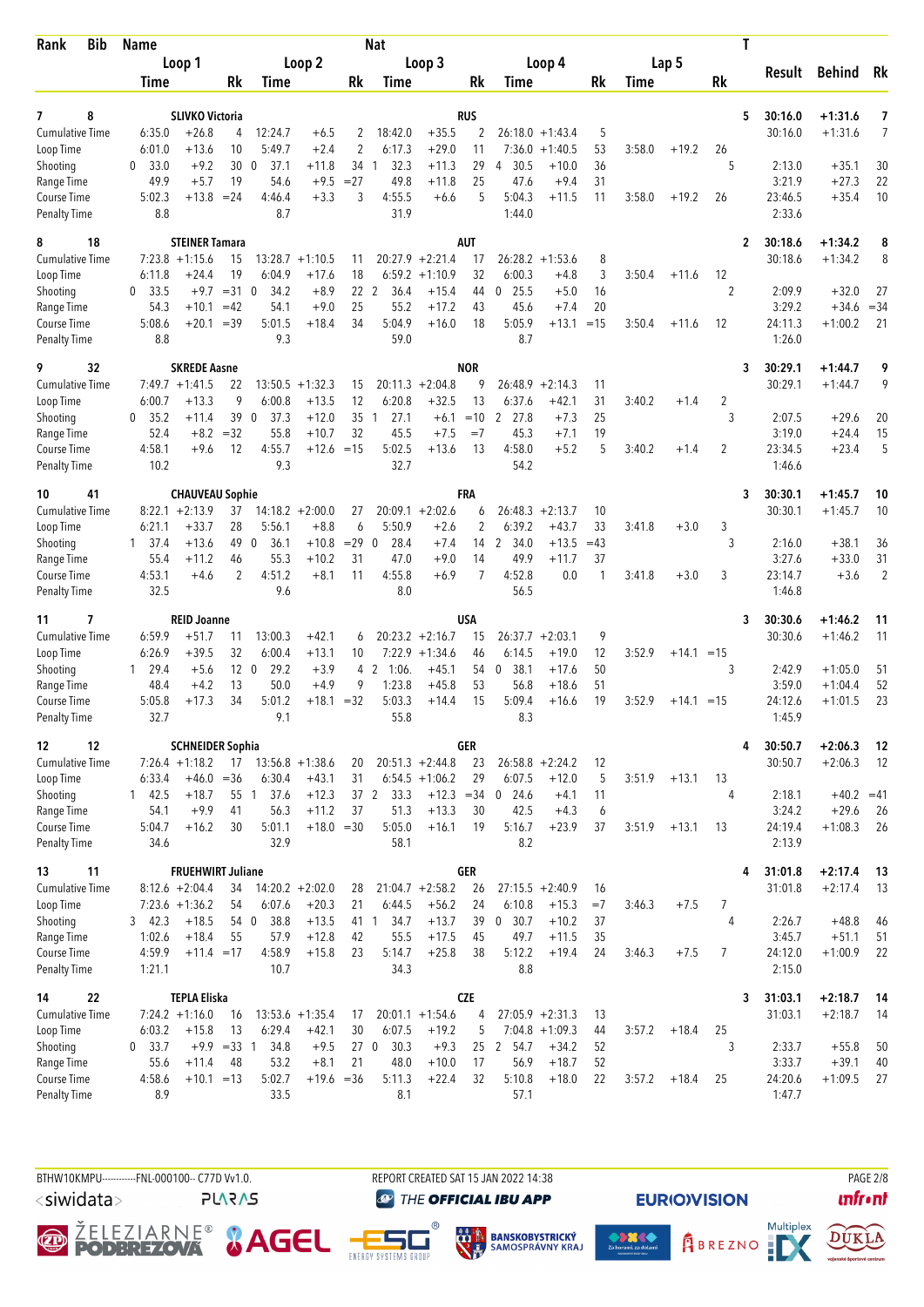| Rank | Bib | Name | | | Nat | | | | | | | | | | | | T | Result | Behind | Rk |
|---|---|---|---|---|---|---|---|---|---|---|---|---|---|---|---|---|---|---|---|---|
| | | Loop 1 | | | Loop 2 | | | Loop 3 | | | Loop 4 | | | Lap 5 | | | | | | |
| | | Time | | Rk | Time | | Rk | Time | | Rk | Time | | Rk | Time | | Rk | | | | |
| **7** | **8** | **SLIVKO Victoria** | | | | | | | **RUS** | | | | | | | | **5** | **30:16.0** | **+1:31.6** | **7** |
| Cumulative Time | | 6:35.0 | +26.8 | 4 | 12:24.7 | +6.5 | 2 | 18:42.0 | +35.5 | 2 | 26:18.0 | +1:43.4 | 5 | | | | | 30:16.0 | +1:31.6 | 7 |
| Loop Time | | 6:01.0 | +13.6 | 10 | 5:49.7 | +2.4 | 2 | 6:17.3 | +29.0 | 11 | 7:36.0 | +1:40.5 | 53 | 3:58.0 | +19.2 | 26 | | | | |
| Shooting | | 0 33.0 | +9.2 | 30 | 0 37.1 | +11.8 | 34 | 1 32.3 | +11.3 | 29 | 4 30.5 | +10.0 | 36 | | | | 5 | 2:13.0 | +35.1 | 30 |
| Range Time | | 49.9 | +5.7 | 19 | 54.6 | +9.5 | =27 | 49.8 | +11.8 | 25 | 47.6 | +9.4 | 31 | | | | | 3:21.9 | +27.3 | 22 |
| Course Time | | 5:02.3 | +13.8 | =24 | 4:46.4 | +3.3 | 3 | 4:55.5 | +6.6 | 5 | 5:04.3 | +11.5 | 11 | 3:58.0 | +19.2 | 26 | | 23:46.5 | +35.4 | 10 |
| Penalty Time | | 8.8 | | | 8.7 | | | 31.9 | | | 1:44.0 | | | | | | | 2:33.6 | | |
| **8** | **18** | **STEINER Tamara** | | | | | | | **AUT** | | | | | | | | **2** | **30:18.6** | **+1:34.2** | **8** |
| Cumulative Time | | 7:23.8 | +1:15.6 | 15 | 13:28.7 | +1:10.5 | 11 | 20:27.9 | +2:21.4 | 17 | 26:28.2 | +1:53.6 | 8 | | | | | 30:18.6 | +1:34.2 | 8 |
| Loop Time | | 6:11.8 | +24.4 | 19 | 6:04.9 | +17.6 | 18 | 6:59.2 | +1:10.9 | 32 | 6:00.3 | +4.8 | 3 | 3:50.4 | +11.6 | 12 | | | | |
| Shooting | | 0 33.5 | +9.7 | =31 | 0 34.2 | +8.9 | 22 | 2 36.4 | +15.4 | 44 | 0 25.5 | +5.0 | 16 | | | | 2 | 2:09.9 | +32.0 | 27 |
| Range Time | | 54.3 | +10.1 | =42 | 54.1 | +9.0 | 25 | 55.2 | +17.2 | 43 | 45.6 | +7.4 | 20 | | | | | 3:29.2 | +34.6 | =34 |
| Course Time | | 5:08.6 | +20.1 | =39 | 5:01.5 | +18.4 | 34 | 5:04.9 | +16.0 | 18 | 5:05.9 | +13.1 | =15 | 3:50.4 | +11.6 | 12 | | 24:11.3 | +1:00.2 | 21 |
| Penalty Time | | 8.8 | | | 9.3 | | | 59.0 | | | 8.7 | | | | | | | 1:26.0 | | |
| **9** | **32** | **SKREDE Aasne** | | | | | | | **NOR** | | | | | | | | **3** | **30:29.1** | **+1:44.7** | **9** |
| Cumulative Time | | 7:49.7 | +1:41.5 | 22 | 13:50.5 | +1:32.3 | 15 | 20:11.3 | +2:04.8 | 9 | 26:48.9 | +2:14.3 | 11 | | | | | 30:29.1 | +1:44.7 | 9 |
| Loop Time | | 6:00.7 | +13.3 | 9 | 6:00.8 | +13.5 | 12 | 6:20.8 | +32.5 | 13 | 6:37.6 | +42.1 | 31 | 3:40.2 | +1.4 | 2 | | | | |
| Shooting | | 0 35.2 | +11.4 | 39 | 0 37.3 | +12.0 | 35 | 1 27.1 | +6.1 | =10 | 2 27.8 | +7.3 | 25 | | | | 3 | 2:07.5 | +29.6 | 20 |
| Range Time | | 52.4 | +8.2 | =32 | 55.8 | +10.7 | 32 | 45.5 | +7.5 | =7 | 45.3 | +7.1 | 19 | | | | | 3:19.0 | +24.4 | 15 |
| Course Time | | 4:58.1 | +9.6 | 12 | 4:55.7 | +12.6 | =15 | 5:02.5 | +13.6 | 13 | 4:58.0 | +5.2 | 5 | 3:40.2 | +1.4 | 2 | | 23:34.5 | +23.4 | 5 |
| Penalty Time | | 10.2 | | | 9.3 | | | 32.7 | | | 54.2 | | | | | | | 1:46.6 | | |
| **10** | **41** | **CHAUVEAU Sophie** | | | | | | | **FRA** | | | | | | | | **3** | **30:30.1** | **+1:45.7** | **10** |
| Cumulative Time | | 8:22.1 | +2:13.9 | 37 | 14:18.2 | +2:00.0 | 27 | 20:09.1 | +2:02.6 | 6 | 26:48.3 | +2:13.7 | 10 | | | | | 30:30.1 | +1:45.7 | 10 |
| Loop Time | | 6:21.1 | +33.7 | 28 | 5:56.1 | +8.8 | 6 | 5:50.9 | +2.6 | 2 | 6:39.2 | +43.7 | 33 | 3:41.8 | +3.0 | 3 | | | | |
| Shooting | | 1 37.4 | +13.6 | 49 | 0 36.1 | +10.8 | =29 | 0 28.4 | +7.4 | 14 | 2 34.0 | +13.5 | =43 | | | | 3 | 2:16.0 | +38.1 | 36 |
| Range Time | | 55.4 | +11.2 | 46 | 55.3 | +10.2 | 31 | 47.0 | +9.0 | 14 | 49.9 | +11.7 | 37 | | | | | 3:27.6 | +33.0 | 31 |
| Course Time | | 4:53.1 | +4.6 | 2 | 4:51.2 | +8.1 | 11 | 4:55.8 | +6.9 | 7 | 4:52.8 | 0.0 | 1 | 3:41.8 | +3.0 | 3 | | 23:14.7 | +3.6 | 2 |
| Penalty Time | | 32.5 | | | 9.6 | | | 8.0 | | | 56.5 | | | | | | | 1:46.8 | | |
| **11** | **7** | **REID Joanne** | | | | | | | **USA** | | | | | | | | **3** | **30:30.6** | **+1:46.2** | **11** |
| Cumulative Time | | 6:59.9 | +51.7 | 11 | 13:00.3 | +42.1 | 6 | 20:23.2 | +2:16.7 | 15 | 26:37.7 | +2:03.1 | 9 | | | | | 30:30.6 | +1:46.2 | 11 |
| Loop Time | | 6:26.9 | +39.5 | 32 | 6:00.4 | +13.1 | 10 | 7:22.9 | +1:34.6 | 46 | 6:14.5 | +19.0 | 12 | 3:52.9 | +14.1 | =15 | | | | |
| Shooting | | 1 29.4 | +5.6 | 12 | 0 29.2 | +3.9 | 4 | 2 1:06. | +45.1 | 54 | 0 38.1 | +17.6 | 50 | | | | 3 | 2:42.9 | +1:05.0 | 51 |
| Range Time | | 48.4 | +4.2 | 13 | 50.0 | +4.9 | 9 | 1:23.8 | +45.8 | 53 | 56.8 | +18.6 | 51 | | | | | 3:59.0 | +1:04.4 | 52 |
| Course Time | | 5:05.8 | +17.3 | 34 | 5:01.2 | +18.1 | =32 | 5:03.3 | +14.4 | 15 | 5:09.4 | +16.6 | 19 | 3:52.9 | +14.1 | =15 | | 24:12.6 | +1:01.5 | 23 |
| Penalty Time | | 32.7 | | | 9.1 | | | 55.8 | | | 8.3 | | | | | | | 1:45.9 | | |
| **12** | **12** | **SCHNEIDER Sophia** | | | | | | | **GER** | | | | | | | | **4** | **30:50.7** | **+2:06.3** | **12** |
| Cumulative Time | | 7:26.4 | +1:18.2 | 17 | 13:56.8 | +1:38.6 | 20 | 20:51.3 | +2:44.8 | 23 | 26:58.8 | +2:24.2 | 12 | | | | | 30:50.7 | +2:06.3 | 12 |
| Loop Time | | 6:33.4 | +46.0 | =36 | 6:30.4 | +43.1 | 31 | 6:54.5 | +1:06.2 | 29 | 6:07.5 | +12.0 | 5 | 3:51.9 | +13.1 | 13 | | | | |
| Shooting | | 1 42.5 | +18.7 | 55 | 1 37.6 | +12.3 | 37 | 2 33.3 | +12.3 | =34 | 0 24.6 | +4.1 | 11 | | | | 4 | 2:18.1 | +40.2 | =41 |
| Range Time | | 54.1 | +9.9 | 41 | 56.3 | +11.2 | 37 | 51.3 | +13.3 | 30 | 42.5 | +4.3 | 6 | | | | | 3:24.2 | +29.6 | 26 |
| Course Time | | 5:04.7 | +16.2 | 30 | 5:01.1 | +18.0 | =30 | 5:05.0 | +16.1 | 19 | 5:16.7 | +23.9 | 37 | 3:51.9 | +13.1 | 13 | | 24:19.4 | +1:08.3 | 26 |
| Penalty Time | | 34.6 | | | 32.9 | | | 58.1 | | | 8.2 | | | | | | | 2:13.9 | | |
| **13** | **11** | **FRUEHWIRT Juliane** | | | | | | | **GER** | | | | | | | | **4** | **31:01.8** | **+2:17.4** | **13** |
| Cumulative Time | | 8:12.6 | +2:04.4 | 34 | 14:20.2 | +2:02.0 | 28 | 21:04.7 | +2:58.2 | 26 | 27:15.5 | +2:40.9 | 16 | | | | | 31:01.8 | +2:17.4 | 13 |
| Loop Time | | 7:23.6 | +1:36.2 | 54 | 6:07.6 | +20.3 | 21 | 6:44.5 | +56.2 | 24 | 6:10.8 | +15.3 | =7 | 3:46.3 | +7.5 | 7 | | | | |
| Shooting | | 3 42.3 | +18.5 | 54 | 0 38.8 | +13.5 | 41 | 1 34.7 | +13.7 | 39 | 0 30.7 | +10.2 | 37 | | | | 4 | 2:26.7 | +48.8 | 46 |
| Range Time | | 1:02.6 | +18.4 | 55 | 57.9 | +12.8 | 42 | 55.5 | +17.5 | 45 | 49.7 | +11.5 | 35 | | | | | 3:45.7 | +51.1 | 51 |
| Course Time | | 4:59.9 | +11.4 | =17 | 4:58.9 | +15.8 | 23 | 5:14.7 | +25.8 | 38 | 5:12.2 | +19.4 | 24 | 3:46.3 | +7.5 | 7 | | 24:12.0 | +1:00.9 | 22 |
| Penalty Time | | 1:21.1 | | | 10.7 | | | 34.3 | | | 8.8 | | | | | | | 2:15.0 | | |
| **14** | **22** | **TEPLA Eliska** | | | | | | | **CZE** | | | | | | | | **3** | **31:03.1** | **+2:18.7** | **14** |
| Cumulative Time | | 7:24.2 | +1:16.0 | 16 | 13:53.6 | +1:35.4 | 17 | 20:01.1 | +1:54.6 | 4 | 27:05.9 | +2:31.3 | 13 | | | | | 31:03.1 | +2:18.7 | 14 |
| Loop Time | | 6:03.2 | +15.8 | 13 | 6:29.4 | +42.1 | 30 | 6:07.5 | +19.2 | 5 | 7:04.8 | +1:09.3 | 44 | 3:57.2 | +18.4 | 25 | | | | |
| Shooting | | 0 33.7 | +9.9 | =33 | 1 34.8 | +9.5 | 27 | 0 30.3 | +9.3 | 25 | 2 54.7 | +34.2 | 52 | | | | 3 | 2:33.7 | +55.8 | 50 |
| Range Time | | 55.6 | +11.4 | 48 | 53.2 | +8.1 | 21 | 48.0 | +10.0 | 17 | 56.9 | +18.7 | 52 | | | | | 3:33.7 | +39.1 | 40 |
| Course Time | | 4:58.6 | +10.1 | =13 | 5:02.7 | +19.6 | =36 | 5:11.3 | +22.4 | 32 | 5:10.8 | +18.0 | 22 | 3:57.2 | +18.4 | 25 | | 24:20.6 | +1:09.5 | 27 |
| Penalty Time | | 8.9 | | | 33.5 | | | 8.1 | | | 57.1 | | | | | | | 1:47.7 | | |

BTHW10KMPU-----------FNL-000100-- C77D Vv1.0. REPORT CREATED SAT 15 JAN 2022 14:38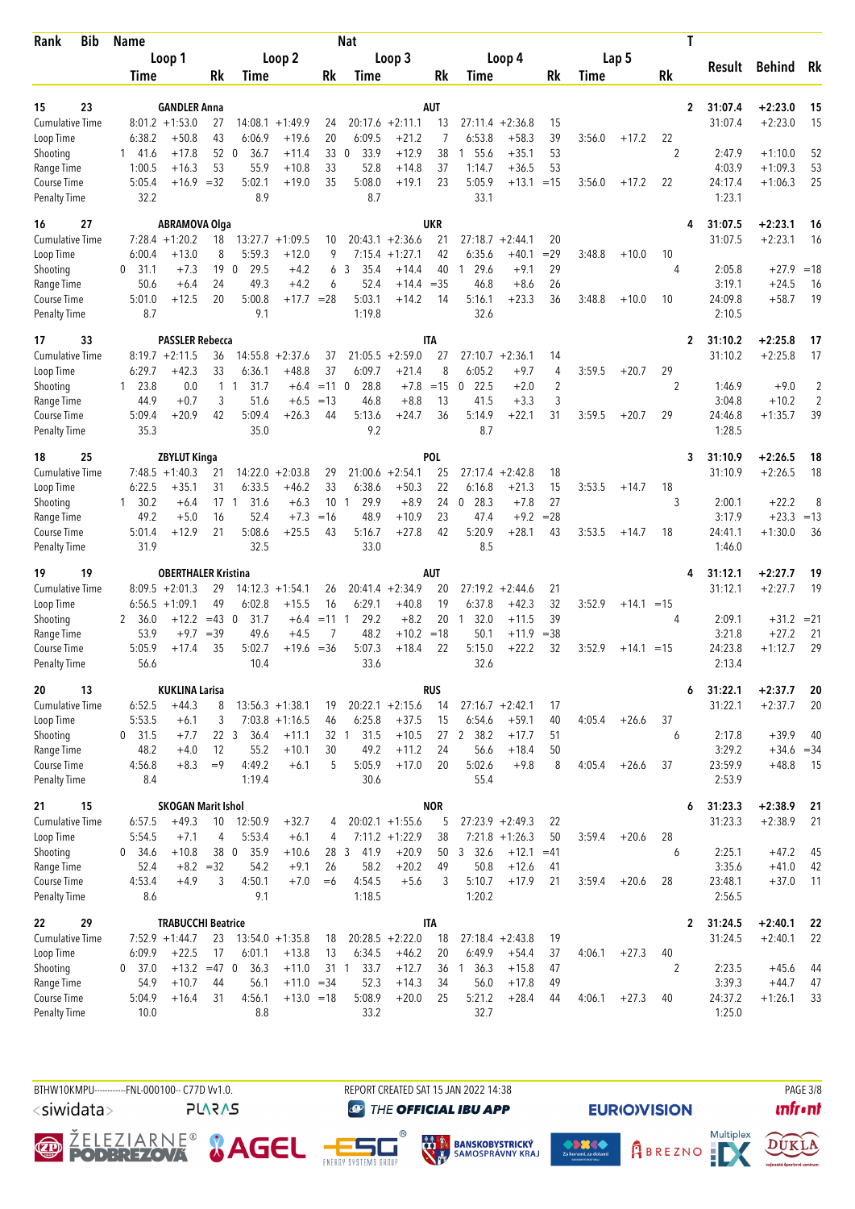| Rank | Bib | Name | | Nat | | | | | | | | | | | | | T | Result | Behind | Rk |
|---|---|---|---|---|---|---|---|---|---|---|---|---|---|---|---|---|---|---|---|---|
| | | Loop 1 | | | Loop 2 | | | Loop 3 | | | Loop 4 | | | Lap 5 | | | | | | |
| | | Time | | Rk | Time | | Rk | Time | | Rk | Time | | Rk | Time | | Rk | | | | |
| 15 | 23 | GANDLER Anna | | | | | | AUT | | | | | | | | | 2 | 31:07.4 | +2:23.0 | 15 |
| Cumulative Time | | 8:01.2 | +1:53.0 | 27 | 14:08.1 | +1:49.9 | 24 | 20:17.6 | +2:11.1 | 13 | 27:11.4 | +2:36.8 | 15 | | | | | 31:07.4 | +2:23.0 | 15 |
| Loop Time | | 6:38.2 | +50.8 | 43 | 6:06.9 | +19.6 | 20 | 6:09.5 | +21.2 | 7 | 6:53.8 | +58.3 | 39 | 3:56.0 | +17.2 | 22 | | | | |
| Shooting | | 1 41.6 | +17.8 | 52 | 0 36.7 | +11.4 | 33 | 0 33.9 | +12.9 | 38 | 1 55.6 | +35.1 | 53 | | | | 2 | 2:47.9 | +1:10.0 | 52 |
| Range Time | | 1:00.5 | +16.3 | 53 | 55.9 | +10.8 | 33 | 52.8 | +14.8 | 37 | 1:14.7 | +36.5 | 53 | | | | | 4:03.9 | +1:09.3 | 53 |
| Course Time | | 5:05.4 | +16.9 | =32 | 5:02.1 | +19.0 | 35 | 5:08.0 | +19.1 | 23 | 5:05.9 | +13.1 | =15 | 3:56.0 | +17.2 | 22 | | 24:17.4 | +1:06.3 | 25 |
| Penalty Time | | 32.2 | | | 8.9 | | | 8.7 | | | 33.1 | | | | | | | 1:23.1 | | |
| 16 | 27 | ABRAMOVA Olga | | | | | | UKR | | | | | | | | | 4 | 31:07.5 | +2:23.1 | 16 |
| Cumulative Time | | 7:28.4 | +1:20.2 | 18 | 13:27.7 | +1:09.5 | 10 | 20:43.1 | +2:36.6 | 21 | 27:18.7 | +2:44.1 | 20 | | | | | 31:07.5 | +2:23.1 | 16 |
| Loop Time | | 6:00.4 | +13.0 | 8 | 5:59.3 | +12.0 | 9 | 7:15.4 | +1:27.1 | 42 | 6:35.6 | +40.1 | =29 | 3:48.8 | +10.0 | 10 | | | | |
| Shooting | | 0 31.1 | +7.3 | 19 | 0 29.5 | +4.2 | 6 | 3 35.4 | +14.4 | 40 | 1 29.6 | +9.1 | 29 | | | | 4 | 2:05.8 | +27.9 | =18 |
| Range Time | | 50.6 | +6.4 | 24 | 49.3 | +4.2 | 6 | 52.4 | +14.4 | =35 | 46.8 | +8.6 | 26 | | | | | 3:19.1 | +24.5 | 16 |
| Course Time | | 5:01.0 | +12.5 | 20 | 5:00.8 | +17.7 | =28 | 5:03.1 | +14.2 | 14 | 5:16.1 | +23.3 | 36 | 3:48.8 | +10.0 | 10 | | 24:09.8 | +58.7 | 19 |
| Penalty Time | | 8.7 | | | 9.1 | | | 1:19.8 | | | 32.6 | | | | | | | 2:10.5 | | |
| 17 | 33 | PASSLER Rebecca | | | | | | ITA | | | | | | | | | 2 | 31:10.2 | +2:25.8 | 17 |
| Cumulative Time | | 8:19.7 | +2:11.5 | 36 | 14:55.8 | +2:37.6 | 37 | 21:05.5 | +2:59.0 | 27 | 27:10.7 | +2:36.1 | 14 | | | | | 31:10.2 | +2:25.8 | 17 |
| Loop Time | | 6:29.7 | +42.3 | 33 | 6:36.1 | +48.8 | 37 | 6:09.7 | +21.4 | 8 | 6:05.2 | +9.7 | 4 | 3:59.5 | +20.7 | 29 | | | | |
| Shooting | | 1 23.8 | 0.0 | 1 | 1 31.7 | +6.4 | =11 | 0 28.8 | +7.8 | =15 | 0 22.5 | +2.0 | 2 | | | | 2 | 1:46.9 | +9.0 | 2 |
| Range Time | | 44.9 | +0.7 | 3 | 51.6 | +6.5 | =13 | 46.8 | +8.8 | 13 | 41.5 | +3.3 | 3 | | | | | 3:04.8 | +10.2 | 2 |
| Course Time | | 5:09.4 | +20.9 | 42 | 5:09.4 | +26.3 | 44 | 5:13.6 | +24.7 | 36 | 5:14.9 | +22.1 | 31 | 3:59.5 | +20.7 | 29 | | 24:46.8 | +1:35.7 | 39 |
| Penalty Time | | 35.3 | | | 35.0 | | | 9.2 | | | 8.7 | | | | | | | 1:28.5 | | |
| 18 | 25 | ZBYLUT Kinga | | | | | | POL | | | | | | | | | 3 | 31:10.9 | +2:26.5 | 18 |
| Cumulative Time | | 7:48.5 | +1:40.3 | 21 | 14:22.0 | +2:03.8 | 29 | 21:00.6 | +2:54.1 | 25 | 27:17.4 | +2:42.8 | 18 | | | | | 31:10.9 | +2:26.5 | 18 |
| Loop Time | | 6:22.5 | +35.1 | 31 | 6:33.5 | +46.2 | 33 | 6:38.6 | +50.3 | 22 | 6:16.8 | +21.3 | 15 | 3:53.5 | +14.7 | 18 | | | | |
| Shooting | | 1 30.2 | +6.4 | 17 | 1 31.6 | +6.3 | 10 | 1 29.9 | +8.9 | 24 | 0 28.3 | +7.8 | 27 | | | | 3 | 2:00.1 | +22.2 | 8 |
| Range Time | | 49.2 | +5.0 | 16 | 52.4 | +7.3 | =16 | 48.9 | +10.9 | 23 | 47.4 | +9.2 | =28 | | | | | 3:17.9 | +23.3 | =13 |
| Course Time | | 5:01.4 | +12.9 | 21 | 5:08.6 | +25.5 | 43 | 5:16.7 | +27.8 | 42 | 5:20.9 | +28.1 | 43 | 3:53.5 | +14.7 | 18 | | 24:41.1 | +1:30.0 | 36 |
| Penalty Time | | 31.9 | | | 32.5 | | | 33.0 | | | 8.5 | | | | | | | 1:46.0 | | |
| 19 | 19 | OBERTHALER Kristina | | | | | | AUT | | | | | | | | | 4 | 31:12.1 | +2:27.7 | 19 |
| Cumulative Time | | 8:09.5 | +2:01.3 | 29 | 14:12.3 | +1:54.1 | 26 | 20:41.4 | +2:34.9 | 20 | 27:19.2 | +2:44.6 | 21 | | | | | 31:12.1 | +2:27.7 | 19 |
| Loop Time | | 6:56.5 | +1:09.1 | 49 | 6:02.8 | +15.5 | 16 | 6:29.1 | +40.8 | 19 | 6:37.8 | +42.3 | 32 | 3:52.9 | +14.1 | =15 | | | | |
| Shooting | | 2 36.0 | +12.2 | =43 | 0 31.7 | +6.4 | =11 | 1 29.2 | +8.2 | 20 | 1 32.0 | +11.5 | 39 | | | | 4 | 2:09.1 | +31.2 | =21 |
| Range Time | | 53.9 | +9.7 | =39 | 49.6 | +4.5 | 7 | 48.2 | +10.2 | =18 | 50.1 | +11.9 | =38 | | | | | 3:21.8 | +27.2 | 21 |
| Course Time | | 5:05.9 | +17.4 | 35 | 5:02.7 | +19.6 | =36 | 5:07.3 | +18.4 | 22 | 5:15.0 | +22.2 | 32 | 3:52.9 | +14.1 | =15 | | 24:23.8 | +1:12.7 | 29 |
| Penalty Time | | 56.6 | | | 10.4 | | | 33.6 | | | 32.6 | | | | | | | 2:13.4 | | |
| 20 | 13 | KUKLINA Larisa | | | | | | RUS | | | | | | | | | 6 | 31:22.1 | +2:37.7 | 20 |
| Cumulative Time | | 6:52.5 | +44.3 | 8 | 13:56.3 | +1:38.1 | 19 | 20:22.1 | +2:15.6 | 14 | 27:16.7 | +2:42.1 | 17 | | | | | 31:22.1 | +2:37.7 | 20 |
| Loop Time | | 5:53.5 | +6.1 | 3 | 7:03.8 | +1:16.5 | 46 | 6:25.8 | +37.5 | 15 | 6:54.6 | +59.1 | 40 | 4:05.4 | +26.6 | 37 | | | | |
| Shooting | | 0 31.5 | +7.7 | 22 | 3 36.4 | +11.1 | 32 | 1 31.5 | +10.5 | 27 | 2 38.2 | +17.7 | 51 | | | | 6 | 2:17.8 | +39.9 | 40 |
| Range Time | | 48.2 | +4.0 | 12 | 55.2 | +10.1 | 30 | 49.2 | +11.2 | 24 | 56.6 | +18.4 | 50 | | | | | 3:29.2 | +34.6 | =34 |
| Course Time | | 4:56.8 | +8.3 | =9 | 4:49.2 | +6.1 | 5 | 5:05.9 | +17.0 | 20 | 5:02.6 | +9.8 | 8 | 4:05.4 | +26.6 | 37 | | 23:59.9 | +48.8 | 15 |
| Penalty Time | | 8.4 | | | 1:19.4 | | | 30.6 | | | 55.4 | | | | | | | 2:53.9 | | |
| 21 | 15 | SKOGAN Marit Ishol | | | | | | NOR | | | | | | | | | 6 | 31:23.3 | +2:38.9 | 21 |
| Cumulative Time | | 6:57.5 | +49.3 | 10 | 12:50.9 | +32.7 | 4 | 20:02.1 | +1:55.6 | 5 | 27:23.9 | +2:49.3 | 22 | | | | | 31:23.3 | +2:38.9 | 21 |
| Loop Time | | 5:54.5 | +7.1 | 4 | 5:53.4 | +6.1 | 4 | 7:11.2 | +1:22.9 | 38 | 7:21.8 | +1:26.3 | 50 | 3:59.4 | +20.6 | 28 | | | | |
| Shooting | | 0 34.6 | +10.8 | 38 | 0 35.9 | +10.6 | 28 | 3 41.9 | +20.9 | 50 | 3 32.6 | +12.1 | =41 | | | | 6 | 2:25.1 | +47.2 | 45 |
| Range Time | | 52.4 | +8.2 | =32 | 54.2 | +9.1 | 26 | 58.2 | +20.2 | 49 | 50.8 | +12.6 | 41 | | | | | 3:35.6 | +41.0 | 42 |
| Course Time | | 4:53.4 | +4.9 | 3 | 4:50.1 | +7.0 | =6 | 4:54.5 | +5.6 | 3 | 5:10.7 | +17.9 | 21 | 3:59.4 | +20.6 | 28 | | 23:48.1 | +37.0 | 11 |
| Penalty Time | | 8.6 | | | 9.1 | | | 1:18.5 | | | 1:20.2 | | | | | | | 2:56.5 | | |
| 22 | 29 | TRABUCCHI Beatrice | | | | | | ITA | | | | | | | | | 2 | 31:24.5 | +2:40.1 | 22 |
| Cumulative Time | | 7:52.9 | +1:44.7 | 23 | 13:54.0 | +1:35.8 | 18 | 20:28.5 | +2:22.0 | 18 | 27:18.4 | +2:43.8 | 19 | | | | | 31:24.5 | +2:40.1 | 22 |
| Loop Time | | 6:09.9 | +22.5 | 17 | 6:01.1 | +13.8 | 13 | 6:34.5 | +46.2 | 20 | 6:49.9 | +54.4 | 37 | 4:06.1 | +27.3 | 40 | | | | |
| Shooting | | 0 37.0 | +13.2 | =47 | 0 36.3 | +11.0 | 31 | 1 33.7 | +12.7 | 36 | 1 36.3 | +15.8 | 47 | | | | 2 | 2:23.5 | +45.6 | 44 |
| Range Time | | 54.9 | +10.7 | 44 | 56.1 | +11.0 | =34 | 52.3 | +14.3 | 34 | 56.0 | +17.8 | 49 | | | | | 3:39.3 | +44.7 | 47 |
| Course Time | | 5:04.9 | +16.4 | 31 | 4:56.1 | +13.0 | =18 | 5:08.9 | +20.0 | 25 | 5:21.2 | +28.4 | 44 | 4:06.1 | +27.3 | 40 | | 24:37.2 | +1:26.1 | 33 |
| Penalty Time | | 10.0 | | | 8.8 | | | 33.2 | | | 32.7 | | | | | | | 1:25.0 | | |

BTHW10KMPU-----------FNL-000100-- C77D Vv1.0. REPORT CREATED SAT 15 JAN 2022 14:38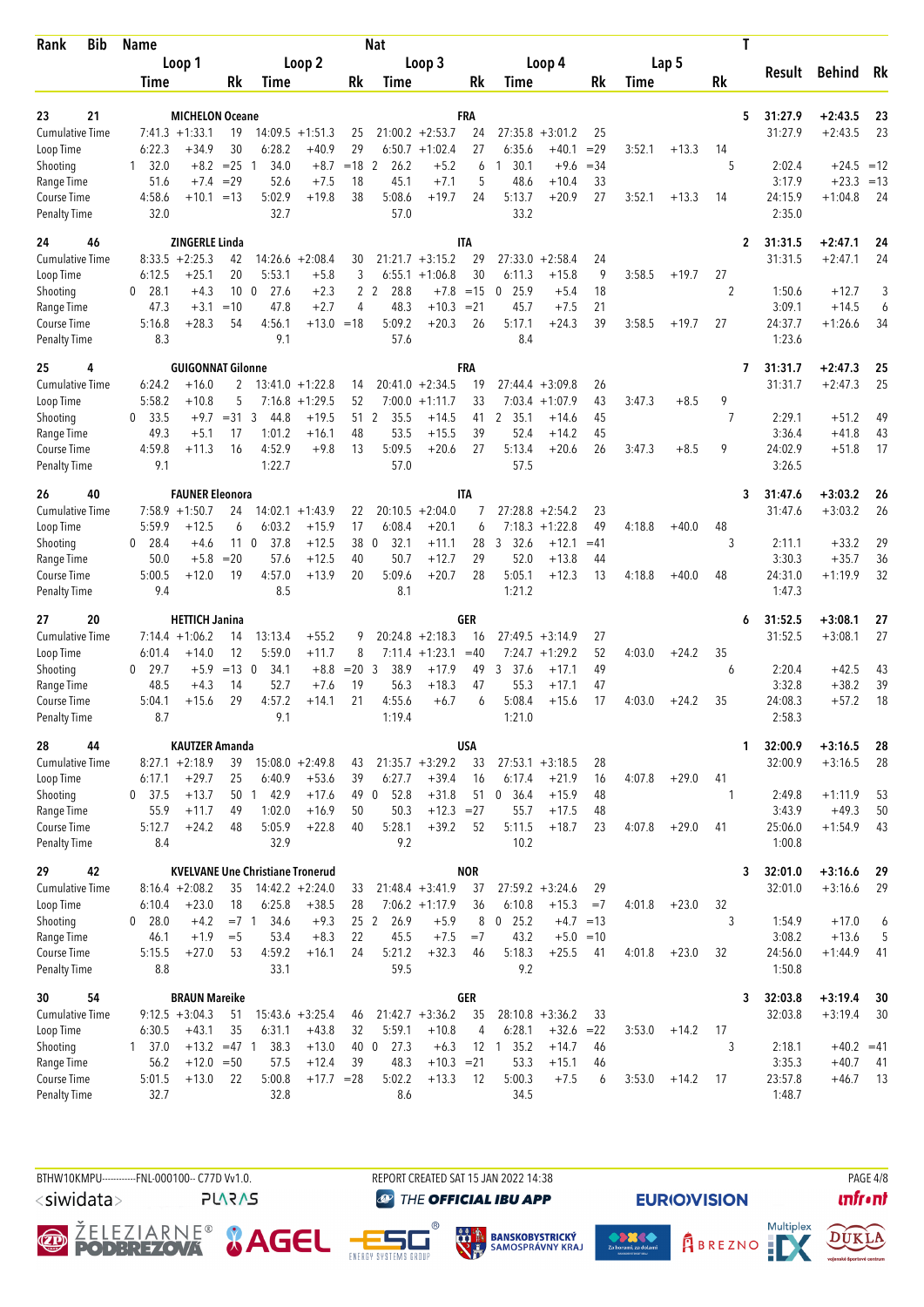| Rank | Bib | Name | | Loop 1 Time | | Rk | Loop 2 Time | | Rk | Nat Loop 3 Time | | Rk | Loop 4 Time | | Rk | Lap 5 Time | | Rk | T | Result | Behind | Rk |
|---|---|---|---|---|---|---|---|---|---|---|---|---|---|---|---|---|---|---|---|---|---|---|
| 23 | 21 | MICHELON Oceane | | | | | | | | FRA | | | | | | | | | 5 | 31:27.9 | +2:43.5 | 23 |
| | | Cumulative Time | | 7:41.3 | +1:33.1 | 19 | 14:09.5 | +1:51.3 | 25 | 21:00.2 | +2:53.7 | 24 | 27:35.8 | +3:01.2 | 25 | | | | | 31:27.9 | +2:43.5 | 23 |
| | | Loop Time | | 6:22.3 | +34.9 | 30 | 6:28.2 | +40.9 | 29 | 6:50.7 | +1:02.4 | 27 | 6:35.6 | +40.1 | =29 | 3:52.1 | +13.3 | 14 | | | | |
| | | Shooting | 1 | 32.0 | +8.2 | =25 | 1 34.0 | +8.7 | =18 | 2 26.2 | +5.2 | 6 | 1 30.1 | +9.6 | =34 | | | | 5 | 2:02.4 | +24.5 | =12 |
| | | Range Time | | 51.6 | +7.4 | =29 | 52.6 | +7.5 | 18 | 45.1 | +7.1 | 5 | 48.6 | +10.4 | 33 | | | | | 3:17.9 | +23.3 | =13 |
| | | Course Time | | 4:58.6 | +10.1 | =13 | 5:02.9 | +19.8 | 38 | 5:08.6 | +19.7 | 24 | 5:13.7 | +20.9 | 27 | 3:52.1 | +13.3 | 14 | | 24:15.9 | +1:04.8 | 24 |
| | | Penalty Time | | 32.0 | | | 32.7 | | | 57.0 | | | 33.2 | | | | | | | 2:35.0 | | |
| 24 | 46 | ZINGERLE Linda | | | | | | | | ITA | | | | | | | | | 2 | 31:31.5 | +2:47.1 | 24 |
| | | Cumulative Time | | 8:33.5 | +2:25.3 | 42 | 14:26.6 | +2:08.4 | 30 | 21:21.7 | +3:15.2 | 29 | 27:33.0 | +2:58.4 | 24 | | | | | 31:31.5 | +2:47.1 | 24 |
| | | Loop Time | | 6:12.5 | +25.1 | 20 | 5:53.1 | +5.8 | 3 | 6:55.1 | +1:06.8 | 30 | 6:11.3 | +15.8 | 9 | 3:58.5 | +19.7 | 27 | | | | |
| | | Shooting | 0 | 28.1 | +4.3 | 10 | 0 27.6 | +2.3 | 2 | 2 28.8 | +7.8 | =15 | 0 25.9 | +5.4 | 18 | | | | 2 | 1:50.6 | +12.7 | 3 |
| | | Range Time | | 47.3 | +3.1 | =10 | 47.8 | +2.7 | 4 | 48.3 | +10.3 | =21 | 45.7 | +7.5 | 21 | | | | | 3:09.1 | +14.5 | 6 |
| | | Course Time | | 5:16.8 | +28.3 | 54 | 4:56.1 | +13.0 | =18 | 5:09.2 | +20.3 | 26 | 5:17.1 | +24.3 | 39 | 3:58.5 | +19.7 | 27 | | 24:37.7 | +1:26.6 | 34 |
| | | Penalty Time | | 8.3 | | | 9.1 | | | 57.6 | | | 8.4 | | | | | | | 1:23.6 | | |
| 25 | 4 | GUIGONNAT Gilonne | | | | | | | | FRA | | | | | | | | | 7 | 31:31.7 | +2:47.3 | 25 |
| | | Cumulative Time | | 6:24.2 | +16.0 | 2 | 13:41.0 | +1:22.8 | 14 | 20:41.0 | +2:34.5 | 19 | 27:44.4 | +3:09.8 | 26 | | | | | 31:31.7 | +2:47.3 | 25 |
| | | Loop Time | | 5:58.2 | +10.8 | 5 | 7:16.8 | +1:29.5 | 52 | 7:00.0 | +1:11.7 | 33 | 7:03.4 | +1:07.9 | 43 | 3:47.3 | +8.5 | 9 | | | | |
| | | Shooting | 0 | 33.5 | +9.7 | =31 | 3 44.8 | +19.5 | 51 | 2 35.5 | +14.5 | 41 | 2 35.1 | +14.6 | 45 | | | | 7 | 2:29.1 | +51.2 | 49 |
| | | Range Time | | 49.3 | +5.1 | 17 | 1:01.2 | +16.1 | 48 | 53.5 | +15.5 | 39 | 52.4 | +14.2 | 45 | | | | | 3:36.4 | +41.8 | 43 |
| | | Course Time | | 4:59.8 | +11.3 | 16 | 4:52.9 | +9.8 | 13 | 5:09.5 | +20.6 | 27 | 5:13.4 | +20.6 | 26 | 3:47.3 | +8.5 | 9 | | 24:02.9 | +51.8 | 17 |
| | | Penalty Time | | 9.1 | | | 1:22.7 | | | 57.0 | | | 57.5 | | | | | | | 3:26.5 | | |
| 26 | 40 | FAUNER Eleonora | | | | | | | | ITA | | | | | | | | | 3 | 31:47.6 | +3:03.2 | 26 |
| | | Cumulative Time | | 7:58.9 | +1:50.7 | 24 | 14:02.1 | +1:43.9 | 22 | 20:10.5 | +2:04.0 | 7 | 27:28.8 | +2:54.2 | 23 | | | | | 31:47.6 | +3:03.2 | 26 |
| | | Loop Time | | 5:59.9 | +12.5 | 6 | 6:03.2 | +15.9 | 17 | 6:08.4 | +20.1 | 6 | 7:18.3 | +1:22.8 | 49 | 4:18.8 | +40.0 | 48 | | | | |
| | | Shooting | 0 | 28.4 | +4.6 | 11 | 0 37.8 | +12.5 | 38 | 0 32.1 | +11.1 | 28 | 3 32.6 | +12.1 | =41 | | | | 3 | 2:11.1 | +33.2 | 29 |
| | | Range Time | | 50.0 | +5.8 | =20 | 57.6 | +12.5 | 40 | 50.7 | +12.7 | 29 | 52.0 | +13.8 | 44 | | | | | 3:30.3 | +35.7 | 36 |
| | | Course Time | | 5:00.5 | +12.0 | 19 | 4:57.0 | +13.9 | 20 | 5:09.6 | +20.7 | 28 | 5:05.1 | +12.3 | 13 | 4:18.8 | +40.0 | 48 | | 24:31.0 | +1:19.9 | 32 |
| | | Penalty Time | | 9.4 | | | 8.5 | | | 8.1 | | | 1:21.2 | | | | | | | 1:47.3 | | |
| 27 | 20 | HETTICH Janina | | | | | | | | GER | | | | | | | | | 6 | 31:52.5 | +3:08.1 | 27 |
| | | Cumulative Time | | 7:14.4 | +1:06.2 | 14 | 13:13.4 | +55.2 | 9 | 20:24.8 | +2:18.3 | 16 | 27:49.5 | +3:14.9 | 27 | | | | | 31:52.5 | +3:08.1 | 27 |
| | | Loop Time | | 6:01.4 | +14.0 | 12 | 5:59.0 | +11.7 | 8 | 7:11.4 | +1:23.1 | =40 | 7:24.7 | +1:29.2 | 52 | 4:03.0 | +24.2 | 35 | | | | |
| | | Shooting | 0 | 29.7 | +5.9 | =13 | 0 34.1 | +8.8 | =20 | 3 38.9 | +17.9 | 49 | 3 37.6 | +17.1 | 49 | | | | 6 | 2:20.4 | +42.5 | 43 |
| | | Range Time | | 48.5 | +4.3 | 14 | 52.7 | +7.6 | 19 | 56.3 | +18.3 | 47 | 55.3 | +17.1 | 47 | | | | | 3:32.8 | +38.2 | 39 |
| | | Course Time | | 5:04.1 | +15.6 | 29 | 4:57.2 | +14.1 | 21 | 4:55.6 | +6.7 | 6 | 5:08.4 | +15.6 | 17 | 4:03.0 | +24.2 | 35 | | 24:08.3 | +57.2 | 18 |
| | | Penalty Time | | 8.7 | | | 9.1 | | | 1:19.4 | | | 1:21.0 | | | | | | | 2:58.3 | | |
| 28 | 44 | KAUTZER Amanda | | | | | | | | USA | | | | | | | | | 1 | 32:00.9 | +3:16.5 | 28 |
| | | Cumulative Time | | 8:27.1 | +2:18.9 | 39 | 15:08.0 | +2:49.8 | 43 | 21:35.7 | +3:29.2 | 33 | 27:53.1 | +3:18.5 | 28 | | | | | 32:00.9 | +3:16.5 | 28 |
| | | Loop Time | | 6:17.1 | +29.7 | 25 | 6:40.9 | +53.6 | 39 | 6:27.7 | +39.4 | 16 | 6:17.4 | +21.9 | 16 | 4:07.8 | +29.0 | 41 | | | | |
| | | Shooting | 0 | 37.5 | +13.7 | 50 | 1 42.9 | +17.6 | 49 | 0 52.8 | +31.8 | 51 | 0 36.4 | +15.9 | 48 | | | | 1 | 2:49.8 | +1:11.9 | 53 |
| | | Range Time | | 55.9 | +11.7 | 49 | 1:02.0 | +16.9 | 50 | 50.3 | +12.3 | =27 | 55.7 | +17.5 | 48 | | | | | 3:43.9 | +49.3 | 50 |
| | | Course Time | | 5:12.7 | +24.2 | 48 | 5:05.9 | +22.8 | 40 | 5:28.1 | +39.2 | 52 | 5:11.5 | +18.7 | 23 | 4:07.8 | +29.0 | 41 | | 25:06.0 | +1:54.9 | 43 |
| | | Penalty Time | | 8.4 | | | 32.9 | | | 9.2 | | | 10.2 | | | | | | | 1:00.8 | | |
| 29 | 42 | KVELVANE Une Christiane Troneru | | | | | | | | NOR | | | | | | | | | 3 | 32:01.0 | +3:16.6 | 29 |
| | | Cumulative Time | | 8:16.4 | +2:08.2 | 35 | 14:42.2 | +2:24.0 | 33 | 21:48.4 | +3:41.9 | 37 | 27:59.2 | +3:24.6 | 29 | | | | | 32:01.0 | +3:16.6 | 29 |
| | | Loop Time | | 6:10.4 | +23.0 | 18 | 6:25.8 | +38.5 | 28 | 7:06.2 | +1:17.9 | 36 | 6:10.8 | +15.3 | =7 | 4:01.8 | +23.0 | 32 | | | | |
| | | Shooting | 0 | 28.0 | +4.2 | =7 | 1 34.6 | +9.3 | 25 | 2 26.9 | +5.9 | 8 | 0 25.2 | +4.7 | =13 | | | | 3 | 1:54.9 | +17.0 | 6 |
| | | Range Time | | 46.1 | +1.9 | =5 | 53.4 | +8.3 | 22 | 45.5 | +7.5 | =7 | 43.2 | +5.0 | =10 | | | | | 3:08.2 | +13.6 | 5 |
| | | Course Time | | 5:15.5 | +27.0 | 53 | 4:59.2 | +16.1 | 24 | 5:21.2 | +32.3 | 46 | 5:18.3 | +25.5 | 41 | 4:01.8 | +23.0 | 32 | | 24:56.0 | +1:44.9 | 41 |
| | | Penalty Time | | 8.8 | | | 33.1 | | | 59.5 | | | 9.2 | | | | | | | 1:50.8 | | |
| 30 | 54 | BRAUN Mareike | | | | | | | | GER | | | | | | | | | 3 | 32:03.8 | +3:19.4 | 30 |
| | | Cumulative Time | | 9:12.5 | +3:04.3 | 51 | 15:43.6 | +3:25.4 | 46 | 21:42.7 | +3:36.2 | 35 | 28:10.8 | +3:36.2 | 33 | | | | | 32:03.8 | +3:19.4 | 30 |
| | | Loop Time | | 6:30.5 | +43.1 | 35 | 6:31.1 | +43.8 | 32 | 5:59.1 | +10.8 | 4 | 6:28.1 | +32.6 | =22 | 3:53.0 | +14.2 | 17 | | | | |
| | | Shooting | 1 | 37.0 | +13.2 | =47 | 1 38.3 | +13.0 | 40 | 0 27.3 | +6.3 | 12 | 1 35.2 | +14.7 | 46 | | | | 3 | 2:18.1 | +40.2 | =41 |
| | | Range Time | | 56.2 | +12.0 | =50 | 57.5 | +12.4 | 39 | 48.3 | +10.3 | =21 | 53.3 | +15.1 | 46 | | | | | 3:35.3 | +40.7 | 41 |
| | | Course Time | | 5:01.5 | +13.0 | 22 | 5:00.8 | +17.7 | =28 | 5:02.2 | +13.3 | 12 | 5:00.3 | +7.5 | 6 | 3:53.0 | +14.2 | 17 | | 23:57.8 | +46.7 | 13 |
| | | Penalty Time | | 32.7 | | | 32.8 | | | 8.6 | | | 34.5 | | | | | | | 1:48.7 | | |

BTHW10KMPU-----------FNL-000100-- C77D Vv1.0. REPORT CREATED SAT 15 JAN 2022 14:38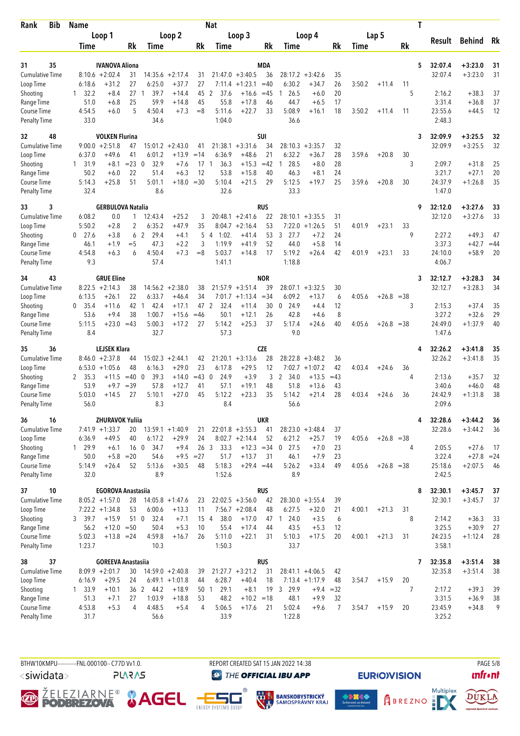| Rank | Bib | Name | | | Nat | | | | | | | | | | | T | Result | Behind | Rk |
|---|---|---|---|---|---|---|---|---|---|---|---|---|---|---|---|---|---|---|---|
| | | Loop 1 Time | | Rk | Loop 2 Time | | Rk | Loop 3 Time | | Rk | Loop 4 Time | | Rk | Lap 5 Time | | Rk | | | |
| 31 | 35 | IVANOVA Aliona | | | MDA | | | | | | | | | | | 5 | 32:07.4 | +3:23.0 | 31 |
| Cumulative Time | | 8:10.6 | +2:02.4 | 31 | 14:35.6 | +2:17.4 | 31 | 21:47.0 | +3:40.5 | 36 | 28:17.2 | +3:42.6 | 35 | | | | 32:07.4 | +3:23.0 | 31 |
| Loop Time | | 6:18.6 | +31.2 | 27 | 6:25.0 | +37.7 | 27 | 7:11.4 | +1:23.1 | =40 | 6:30.2 | +34.7 | 26 | 3:50.2 | +11.4 | 11 | | | |
| Shooting | | 1 32.2 | +8.4 | 27 | 1 39.7 | +14.4 | 45 | 2 37.6 | +16.6 | =45 | 1 26.5 | +6.0 | 20 | | | 5 | 2:16.2 | +38.3 | 37 |
| Range Time | | 51.0 | +6.8 | 25 | 59.9 | +14.8 | 45 | 55.8 | +17.8 | 46 | 44.7 | +6.5 | 17 | | | | 3:31.4 | +36.8 | 37 |
| Course Time | | 4:54.5 | +6.0 | 5 | 4:50.4 | +7.3 | =8 | 5:11.6 | +22.7 | 33 | 5:08.9 | +16.1 | 18 | 3:50.2 | +11.4 | 11 | 23:55.6 | +44.5 | 12 |
| Penalty Time | | 33.0 | | | 34.6 | | | 1:04.0 | | | 36.6 | | | | | | 2:48.3 | | |
| 32 | 48 | VOLKEN Flurina | | | SUI | | | | | | | | | | | 3 | 32:09.9 | +3:25.5 | 32 |
| Cumulative Time | | 9:00.0 | +2:51.8 | 47 | 15:01.2 | +2:43.0 | 41 | 21:38.1 | +3:31.6 | 34 | 28:10.3 | +3:35.7 | 32 | | | | 32:09.9 | +3:25.5 | 32 |
| Loop Time | | 6:37.0 | +49.6 | 41 | 6:01.2 | +13.9 | =14 | 6:36.9 | +48.6 | 21 | 6:32.2 | +36.7 | 28 | 3:59.6 | +20.8 | 30 | | | |
| Shooting | | 1 31.9 | +8.1 | =23 | 0 32.9 | +7.6 | 17 | 1 36.3 | +15.3 | =42 | 1 28.5 | +8.0 | 28 | | | 3 | 2:09.7 | +31.8 | 25 |
| Range Time | | 50.2 | +6.0 | 22 | 51.4 | +6.3 | 12 | 53.8 | +15.8 | 40 | 46.3 | +8.1 | 24 | | | | 3:21.7 | +27.1 | 20 |
| Course Time | | 5:14.3 | +25.8 | 51 | 5:01.1 | +18.0 | =30 | 5:10.4 | +21.5 | 29 | 5:12.5 | +19.7 | 25 | 3:59.6 | +20.8 | 30 | 24:37.9 | +1:26.8 | 35 |
| Penalty Time | | 32.4 | | | 8.6 | | | 32.6 | | | 33.3 | | | | | | 1:47.0 | | |
| 33 | 3 | GERBULOVA Natalia | | | RUS | | | | | | | | | | | 9 | 32:12.0 | +3:27.6 | 33 |
| Cumulative Time | | 6:08.2 | 0.0 | 1 | 12:43.4 | +25.2 | 3 | 20:48.1 | +2:41.6 | 22 | 28:10.1 | +3:35.5 | 31 | | | | 32:12.0 | +3:27.6 | 33 |
| Loop Time | | 5:50.2 | +2.8 | 2 | 6:35.2 | +47.9 | 35 | 8:04.7 | +2:16.4 | 53 | 7:22.0 | +1:26.5 | 51 | 4:01.9 | +23.1 | 33 | | | |
| Shooting | | 0 27.6 | +3.8 | 6 | 2 29.4 | +4.1 | 5 | 4 1:02. | +41.4 | 53 | 3 27.7 | +7.2 | 24 | | | 9 | 2:27.2 | +49.3 | 47 |
| Range Time | | 46.1 | +1.9 | =5 | 47.3 | +2.2 | 3 | 1:19.9 | +41.9 | 52 | 44.0 | +5.8 | 14 | | | | 3:37.3 | +42.7 | =44 |
| Course Time | | 4:54.8 | +6.3 | 6 | 4:50.4 | +7.3 | =8 | 5:03.7 | +14.8 | 17 | 5:19.2 | +26.4 | 42 | 4:01.9 | +23.1 | 33 | 24:10.0 | +58.9 | 20 |
| Penalty Time | | 9.3 | | | 57.4 | | | 1:41.1 | | | 1:18.8 | | | | | | 4:06.7 | | |
| 34 | 43 | GRUE Eline | | | NOR | | | | | | | | | | | 3 | 32:12.7 | +3:28.3 | 34 |
| Cumulative Time | | 8:22.5 | +2:14.3 | 38 | 14:56.2 | +2:38.0 | 38 | 21:57.9 | +3:51.4 | 39 | 28:07.1 | +3:32.5 | 30 | | | | 32:12.7 | +3:28.3 | 34 |
| Loop Time | | 6:13.5 | +26.1 | 22 | 6:33.7 | +46.4 | 34 | 7:01.7 | +1:13.4 | =34 | 6:09.2 | +13.7 | 6 | 4:05.6 | +26.8 | =38 | | | |
| Shooting | | 0 35.4 | +11.6 | 42 | 1 42.4 | +17.1 | 47 | 2 32.4 | +11.4 | 30 | 0 24.9 | +4.4 | 12 | | | 3 | 2:15.3 | +37.4 | 35 |
| Range Time | | 53.6 | +9.4 | 38 | 1:00.7 | +15.6 | =46 | 50.1 | +12.1 | 26 | 42.8 | +4.6 | 8 | | | | 3:27.2 | +32.6 | 29 |
| Course Time | | 5:11.5 | +23.0 | =43 | 5:00.3 | +17.2 | 27 | 5:14.2 | +25.3 | 37 | 5:17.4 | +24.6 | 40 | 4:05.6 | +26.8 | =38 | 24:49.0 | +1:37.9 | 40 |
| Penalty Time | | 8.4 | | | 32.7 | | | 57.3 | | | 9.0 | | | | | | 1:47.6 | | |
| 35 | 36 | LEJSEK Klara | | | CZE | | | | | | | | | | | 4 | 32:26.2 | +3:41.8 | 35 |
| Cumulative Time | | 8:46.0 | +2:37.8 | 44 | 15:02.3 | +2:44.1 | 42 | 21:20.1 | +3:13.6 | 28 | 28:22.8 | +3:48.2 | 36 | | | | 32:26.2 | +3:41.8 | 35 |
| Loop Time | | 6:53.0 | +1:05.6 | 48 | 6:16.3 | +29.0 | 23 | 6:17.8 | +29.5 | 12 | 7:02.7 | +1:07.2 | 42 | 4:03.4 | +24.6 | 36 | | | |
| Shooting | | 2 35.3 | +11.5 | =40 | 0 39.3 | +14.0 | =43 | 0 24.9 | +3.9 | 3 | 2 34.0 | +13.5 | =43 | | | 4 | 2:13.6 | +35.7 | 32 |
| Range Time | | 53.9 | +9.7 | =39 | 57.8 | +12.7 | 41 | 57.1 | +19.1 | 48 | 51.8 | +13.6 | 43 | | | | 3:40.6 | +46.0 | 48 |
| Course Time | | 5:03.0 | +14.5 | 27 | 5:10.1 | +27.0 | 45 | 5:12.2 | +23.3 | 35 | 5:14.2 | +21.4 | 28 | 4:03.4 | +24.6 | 36 | 24:42.9 | +1:31.8 | 38 |
| Penalty Time | | 56.0 | | | 8.3 | | | 8.4 | | | 56.6 | | | | | | 2:09.6 | | |
| 36 | 16 | ZHURAVOK Yuliia | | | UKR | | | | | | | | | | | 4 | 32:28.6 | +3:44.2 | 36 |
| Cumulative Time | | 7:41.9 | +1:33.7 | 20 | 13:59.1 | +1:40.9 | 21 | 22:01.8 | +3:55.3 | 41 | 28:23.0 | +3:48.4 | 37 | | | | 32:28.6 | +3:44.2 | 36 |
| Loop Time | | 6:36.9 | +49.5 | 40 | 6:17.2 | +29.9 | 24 | 8:02.7 | +2:14.4 | 52 | 6:21.2 | +25.7 | 19 | 4:05.6 | +26.8 | =38 | | | |
| Shooting | | 1 29.9 | +6.1 | 16 | 0 34.7 | +9.4 | 26 | 3 33.3 | +12.3 | =34 | 0 27.5 | +7.0 | 23 | | | 4 | 2:05.5 | +27.6 | 17 |
| Range Time | | 50.0 | +5.8 | =20 | 54.6 | +9.5 | =27 | 51.7 | +13.7 | 31 | 46.1 | +7.9 | 23 | | | | 3:22.4 | +27.8 | =24 |
| Course Time | | 5:14.9 | +26.4 | 52 | 5:13.6 | +30.5 | 48 | 5:18.3 | +29.4 | =44 | 5:26.2 | +33.4 | 49 | 4:05.6 | +26.8 | =38 | 25:18.6 | +2:07.5 | 46 |
| Penalty Time | | 32.0 | | | 8.9 | | | 1:52.6 | | | 8.9 | | | | | | 2:42.5 | | |
| 37 | 10 | EGOROVA Anastasiia | | | RUS | | | | | | | | | | | 8 | 32:30.1 | +3:45.7 | 37 |
| Cumulative Time | | 8:05.2 | +1:57.0 | 28 | 14:05.8 | +1:47.6 | 23 | 22:02.5 | +3:56.0 | 42 | 28:30.0 | +3:55.4 | 39 | | | | 32:30.1 | +3:45.7 | 37 |
| Loop Time | | 7:22.2 | +1:34.8 | 53 | 6:00.6 | +13.3 | 11 | 7:56.7 | +2:08.4 | 48 | 6:27.5 | +32.0 | 21 | 4:00.1 | +21.3 | 31 | | | |
| Shooting | | 3 39.7 | +15.9 | 51 | 0 32.4 | +7.1 | 15 | 4 38.0 | +17.0 | 47 | 1 24.0 | +3.5 | 6 | | | 8 | 2:14.2 | +36.3 | 33 |
| Range Time | | 56.2 | +12.0 | =50 | 50.4 | +5.3 | 10 | 55.4 | +17.4 | 44 | 43.5 | +5.3 | 12 | | | | 3:25.5 | +30.9 | 27 |
| Course Time | | 5:02.3 | +13.8 | =24 | 4:59.8 | +16.7 | 26 | 5:11.0 | +22.1 | 31 | 5:10.3 | +17.5 | 20 | 4:00.1 | +21.3 | 31 | 24:23.5 | +1:12.4 | 28 |
| Penalty Time | | 1:23.7 | | | 10.3 | | | 1:50.3 | | | 33.7 | | | | | | 3:58.1 | | |
| 38 | 37 | GOREEVA Anastasiia | | | RUS | | | | | | | | | | | 7 | 32:35.8 | +3:51.4 | 38 |
| Cumulative Time | | 8:09.9 | +2:01.7 | 30 | 14:59.0 | +2:40.8 | 39 | 21:27.7 | +3:21.2 | 31 | 28:41.1 | +4:06.5 | 42 | | | | 32:35.8 | +3:51.4 | 38 |
| Loop Time | | 6:16.9 | +29.5 | 24 | 6:49.1 | +1:01.8 | 44 | 6:28.7 | +40.4 | 18 | 7:13.4 | +1:17.9 | 48 | 3:54.7 | +15.9 | 20 | | | |
| Shooting | | 1 33.9 | +10.1 | 36 | 2 44.2 | +18.9 | 50 | 1 29.1 | +8.1 | 19 | 3 29.9 | +9.4 | =32 | | | 7 | 2:17.2 | +39.3 | 39 |
| Range Time | | 51.3 | +7.1 | 27 | 1:03.9 | +18.8 | 53 | 48.2 | +10.2 | =18 | 48.1 | +9.9 | 32 | | | | 3:31.5 | +36.9 | 38 |
| Course Time | | 4:53.8 | +5.3 | 4 | 4:48.5 | +5.4 | 4 | 5:06.5 | +17.6 | 21 | 5:02.4 | +9.6 | 7 | 3:54.7 | +15.9 | 20 | 23:45.9 | +34.8 | 9 |
| Penalty Time | | 31.7 | | | 56.6 | | | 33.9 | | | 1:22.8 | | | | | | 3:25.2 | | |

BTHW10KMPU-----------FNL-000100-- C77D Vv1.0. REPORT CREATED SAT 15 JAN 2022 14:38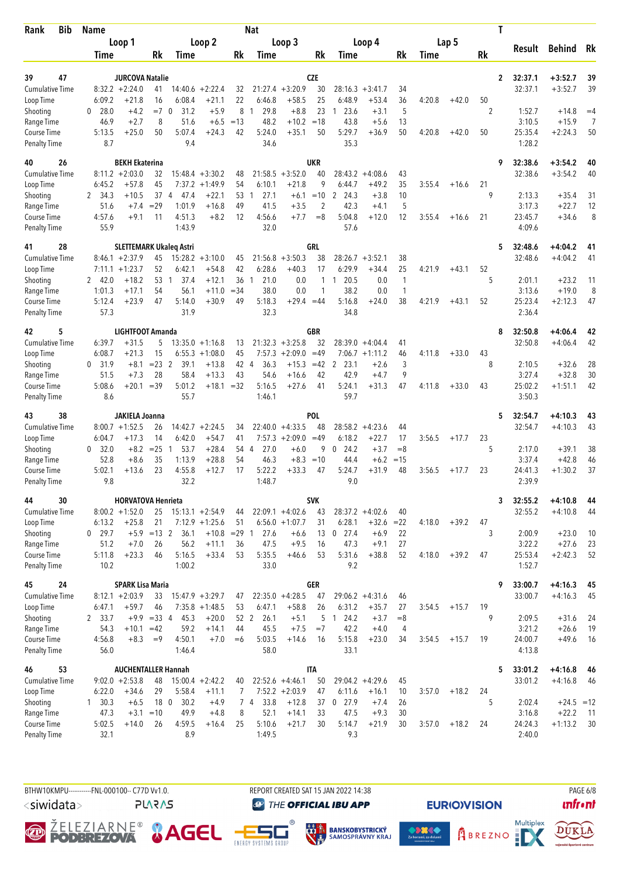| Rank | Bib | Name | | | Nat | | | | | | | | | | | | T | Result | Behind | Rk |
|---|---|---|---|---|---|---|---|---|---|---|---|---|---|---|---|---|---|---|---|---|
| | | Loop 1 | | | Loop 2 | | | Loop 3 | | | Loop 4 | | | Lap 5 | | | | | | |
| | | Time | | Rk | Time | | Rk | Time | | Rk | Time | | Rk | Time | | Rk | | | | |
| 39 | 47 | JURCOVA Natalie | | | | | | CZE | | | | | | | | | 2 | 32:37.1 | +3:52.7 | 39 |
| Cumulative Time | | 8:32.2 | +2:24.0 | 41 | 14:40.6 | +2:22.4 | 32 | 21:27.4 | +3:20.9 | 30 | 28:16.3 | +3:41.7 | 34 | | | | | 32:37.1 | +3:52.7 | 39 |
| Loop Time | | 6:09.2 | +21.8 | 16 | 6:08.4 | +21.1 | 22 | 6:46.8 | +58.5 | 25 | 6:48.9 | +53.4 | 36 | 4:20.8 | +42.0 | 50 | | | | |
| Shooting | | 0 28.0 | +4.2 | =7 | 0 31.2 | +5.9 | 8 | 1 29.8 | +8.8 | 23 | 1 23.6 | +3.1 | 5 | | | | 2 | 1:52.7 | +14.8 | =4 |
| Range Time | | 46.9 | +2.7 | 8 | 51.6 | +6.5 | =13 | 48.2 | +10.2 | =18 | 43.8 | +5.6 | 13 | | | | | 3:10.5 | +15.9 | 7 |
| Course Time | | 5:13.5 | +25.0 | 50 | 5:07.4 | +24.3 | 42 | 5:24.0 | +35.1 | 50 | 5:29.7 | +36.9 | 50 | 4:20.8 | +42.0 | 50 | | 25:35.4 | +2:24.3 | 50 |
| Penalty Time | | 8.7 | | | 9.4 | | | 34.6 | | | 35.3 | | | | | | | 1:28.2 | | |
| 40 | 26 | BEKH Ekaterina | | | | | | UKR | | | | | | | | | 9 | 32:38.6 | +3:54.2 | 40 |
| Cumulative Time | | 8:11.2 | +2:03.0 | 32 | 15:48.4 | +3:30.2 | 48 | 21:58.5 | +3:52.0 | 40 | 28:43.2 | +4:08.6 | 43 | | | | | 32:38.6 | +3:54.2 | 40 |
| Loop Time | | 6:45.2 | +57.8 | 45 | 7:37.2 | +1:49.9 | 54 | 6:10.1 | +21.8 | 9 | 6:44.7 | +49.2 | 35 | 3:55.4 | +16.6 | 21 | | | | |
| Shooting | | 2 34.3 | +10.5 | 37 | 4 47.4 | +22.1 | 53 | 1 27.1 | +6.1 | =10 | 2 24.3 | +3.8 | 10 | | | | 9 | 2:13.3 | +35.4 | 31 |
| Range Time | | 51.6 | +7.4 | =29 | 1:01.9 | +16.8 | 49 | 41.5 | +3.5 | 2 | 42.3 | +4.1 | 5 | | | | | 3:17.3 | +22.7 | 12 |
| Course Time | | 4:57.6 | +9.1 | 11 | 4:51.3 | +8.2 | 12 | 4:56.6 | +7.7 | =8 | 5:04.8 | +12.0 | 12 | 3:55.4 | +16.6 | 21 | | 23:45.7 | +34.6 | 8 |
| Penalty Time | | 55.9 | | | 1:43.9 | | | 32.0 | | | 57.6 | | | | | | | 4:09.6 | | |
| 41 | 28 | SLETTEMARK Ukaleq Astri | | | | | | GRL | | | | | | | | | 5 | 32:48.6 | +4:04.2 | 41 |
| Cumulative Time | | 8:46.1 | +2:37.9 | 45 | 15:28.2 | +3:10.0 | 45 | 21:56.8 | +3:50.3 | 38 | 28:26.7 | +3:52.1 | 38 | | | | | 32:48.6 | +4:04.2 | 41 |
| Loop Time | | 7:11.1 | +1:23.7 | 52 | 6:42.1 | +54.8 | 42 | 6:28.6 | +40.3 | 17 | 6:29.9 | +34.4 | 25 | 4:21.9 | +43.1 | 52 | | | | |
| Shooting | | 2 42.0 | +18.2 | 53 | 1 37.4 | +12.1 | 36 | 1 21.0 | 0.0 | 1 | 1 20.5 | 0.0 | 1 | | | | 5 | 2:01.1 | +23.2 | 11 |
| Range Time | | 1:01.3 | +17.1 | 54 | 56.1 | +11.0 | =34 | 38.0 | 0.0 | 1 | 38.2 | 0.0 | 1 | | | | | 3:13.6 | +19.0 | 8 |
| Course Time | | 5:12.4 | +23.9 | 47 | 5:14.0 | +30.9 | 49 | 5:18.3 | +29.4 | =44 | 5:16.8 | +24.0 | 38 | 4:21.9 | +43.1 | 52 | | 25:23.4 | +2:12.3 | 47 |
| Penalty Time | | 57.3 | | | 31.9 | | | 32.3 | | | 34.8 | | | | | | | 2:36.4 | | |
| 42 | 5 | LIGHTFOOT Amanda | | | | | | GBR | | | | | | | | | 8 | 32:50.8 | +4:06.4 | 42 |
| Cumulative Time | | 6:39.7 | +31.5 | 5 | 13:35.0 | +1:16.8 | 13 | 21:32.3 | +3:25.8 | 32 | 28:39.0 | +4:04.4 | 41 | | | | | 32:50.8 | +4:06.4 | 42 |
| Loop Time | | 6:08.7 | +21.3 | 15 | 6:55.3 | +1:08.0 | 45 | 7:57.3 | +2:09.0 | =49 | 7:06.7 | +1:11.2 | 46 | 4:11.8 | +33.0 | 43 | | | | |
| Shooting | | 0 31.9 | +8.1 | =23 | 2 39.1 | +13.8 | 42 | 4 36.3 | +15.3 | =42 | 2 23.1 | +2.6 | 3 | | | | 8 | 2:10.5 | +32.6 | 28 |
| Range Time | | 51.5 | +7.3 | 28 | 58.4 | +13.3 | 43 | 54.6 | +16.6 | 42 | 42.9 | +4.7 | 9 | | | | | 3:27.4 | +32.8 | 30 |
| Course Time | | 5:08.6 | +20.1 | =39 | 5:01.2 | +18.1 | =32 | 5:16.5 | +27.6 | 41 | 5:24.1 | +31.3 | 47 | 4:11.8 | +33.0 | 43 | | 25:02.2 | +1:51.1 | 42 |
| Penalty Time | | 8.6 | | | 55.7 | | | 1:46.1 | | | 59.7 | | | | | | | 3:50.3 | | |
| 43 | 38 | JAKIELA Joanna | | | | | | POL | | | | | | | | | 5 | 32:54.7 | +4:10.3 | 43 |
| Cumulative Time | | 8:00.7 | +1:52.5 | 26 | 14:42.7 | +2:24.5 | 34 | 22:40.0 | +4:33.5 | 48 | 28:58.2 | +4:23.6 | 44 | | | | | 32:54.7 | +4:10.3 | 43 |
| Loop Time | | 6:04.7 | +17.3 | 14 | 6:42.0 | +54.7 | 41 | 7:57.3 | +2:09.0 | =49 | 6:18.2 | +22.7 | 17 | 3:56.5 | +17.7 | 23 | | | | |
| Shooting | | 0 32.0 | +8.2 | =25 | 1 53.7 | +28.4 | 54 | 4 27.0 | +6.0 | 9 | 0 24.2 | +3.7 | =8 | | | | 5 | 2:17.0 | +39.1 | 38 |
| Range Time | | 52.8 | +8.6 | 35 | 1:13.9 | +28.8 | 54 | 46.3 | +8.3 | =10 | 44.4 | +6.2 | =15 | | | | | 3:37.4 | +42.8 | 46 |
| Course Time | | 5:02.1 | +13.6 | 23 | 4:55.8 | +12.7 | 17 | 5:22.2 | +33.3 | 47 | 5:24.7 | +31.9 | 48 | 3:56.5 | +17.7 | 23 | | 24:41.3 | +1:30.2 | 37 |
| Penalty Time | | 9.8 | | | 32.2 | | | 1:48.7 | | | 9.0 | | | | | | | 2:39.9 | | |
| 44 | 30 | HORVATOVA Henrieta | | | | | | SVK | | | | | | | | | 3 | 32:55.2 | +4:10.8 | 44 |
| Cumulative Time | | 8:00.2 | +1:52.0 | 25 | 15:13.1 | +2:54.9 | 44 | 22:09.1 | +4:02.6 | 43 | 28:37.2 | +4:02.6 | 40 | | | | | 32:55.2 | +4:10.8 | 44 |
| Loop Time | | 6:13.2 | +25.8 | 21 | 7:12.9 | +1:25.6 | 51 | 6:56.0 | +1:07.7 | 31 | 6:28.1 | +32.6 | =22 | 4:18.0 | +39.2 | 47 | | | | |
| Shooting | | 0 29.7 | +5.9 | =13 | 2 36.1 | +10.8 | =29 | 1 27.6 | +6.6 | 13 | 0 27.4 | +6.9 | 22 | | | | 3 | 2:00.9 | +23.0 | 10 |
| Range Time | | 51.2 | +7.0 | 26 | 56.2 | +11.1 | 36 | 47.5 | +9.5 | 16 | 47.3 | +9.1 | 27 | | | | | 3:22.2 | +27.6 | 23 |
| Course Time | | 5:11.8 | +23.3 | 46 | 5:16.5 | +33.4 | 53 | 5:35.5 | +46.6 | 53 | 5:31.6 | +38.8 | 52 | 4:18.0 | +39.2 | 47 | | 25:53.4 | +2:42.3 | 52 |
| Penalty Time | | 10.2 | | | 1:00.2 | | | 33.0 | | | 9.2 | | | | | | | 1:52.7 | | |
| 45 | 24 | SPARK Lisa Maria | | | | | | GER | | | | | | | | | 9 | 33:00.7 | +4:16.3 | 45 |
| Cumulative Time | | 8:12.1 | +2:03.9 | 33 | 15:47.9 | +3:29.7 | 47 | 22:35.0 | +4:28.5 | 47 | 29:06.2 | +4:31.6 | 46 | | | | | 33:00.7 | +4:16.3 | 45 |
| Loop Time | | 6:47.1 | +59.7 | 46 | 7:35.8 | +1:48.5 | 53 | 6:47.1 | +58.8 | 26 | 6:31.2 | +35.7 | 27 | 3:54.5 | +15.7 | 19 | | | | |
| Shooting | | 2 33.7 | +9.9 | =33 | 4 45.3 | +20.0 | 52 | 2 26.1 | +5.1 | 5 | 1 24.2 | +3.7 | =8 | | | | 9 | 2:09.5 | +31.6 | 24 |
| Range Time | | 54.3 | +10.1 | =42 | 59.2 | +14.1 | 44 | 45.5 | +7.5 | =7 | 42.2 | +4.0 | 4 | | | | | 3:21.2 | +26.6 | 19 |
| Course Time | | 4:56.8 | +8.3 | =9 | 4:50.1 | +7.0 | =6 | 5:03.5 | +14.6 | 16 | 5:15.8 | +23.0 | 34 | 3:54.5 | +15.7 | 19 | | 24:00.7 | +49.6 | 16 |
| Penalty Time | | 56.0 | | | 1:46.4 | | | 58.0 | | | 33.1 | | | | | | | 4:13.8 | | |
| 46 | 53 | AUCHENTALLER Hannah | | | | | | ITA | | | | | | | | | 5 | 33:01.2 | +4:16.8 | 46 |
| Cumulative Time | | 9:02.0 | +2:53.8 | 48 | 15:00.4 | +2:42.2 | 40 | 22:52.6 | +4:46.1 | 50 | 29:04.2 | +4:29.6 | 45 | | | | | 33:01.2 | +4:16.8 | 46 |
| Loop Time | | 6:22.0 | +34.6 | 29 | 5:58.4 | +11.1 | 7 | 7:52.2 | +2:03.9 | 47 | 6:11.6 | +16.1 | 10 | 3:57.0 | +18.2 | 24 | | | | |
| Shooting | | 1 30.3 | +6.5 | 18 | 0 30.2 | +4.9 | 7 | 4 33.8 | +12.8 | 37 | 0 27.9 | +7.4 | 26 | | | | 5 | 2:02.4 | +24.5 | =12 |
| Range Time | | 47.3 | +3.1 | =10 | 49.9 | +4.8 | 8 | 52.1 | +14.1 | 33 | 47.5 | +9.3 | 30 | | | | | 3:16.8 | +22.2 | 11 |
| Course Time | | 5:02.5 | +14.0 | 26 | 4:59.5 | +16.4 | 25 | 5:10.6 | +21.7 | 30 | 5:14.7 | +21.9 | 30 | 3:57.0 | +18.2 | 24 | | 24:24.3 | +1:13.2 | 30 |
| Penalty Time | | 32.1 | | | 8.9 | | | 1:49.5 | | | 9.3 | | | | | | | 2:40.0 | | |

BTHW10KMPU-----------FNL-000100-- C77D Vv1.0. REPORT CREATED SAT 15 JAN 2022 14:38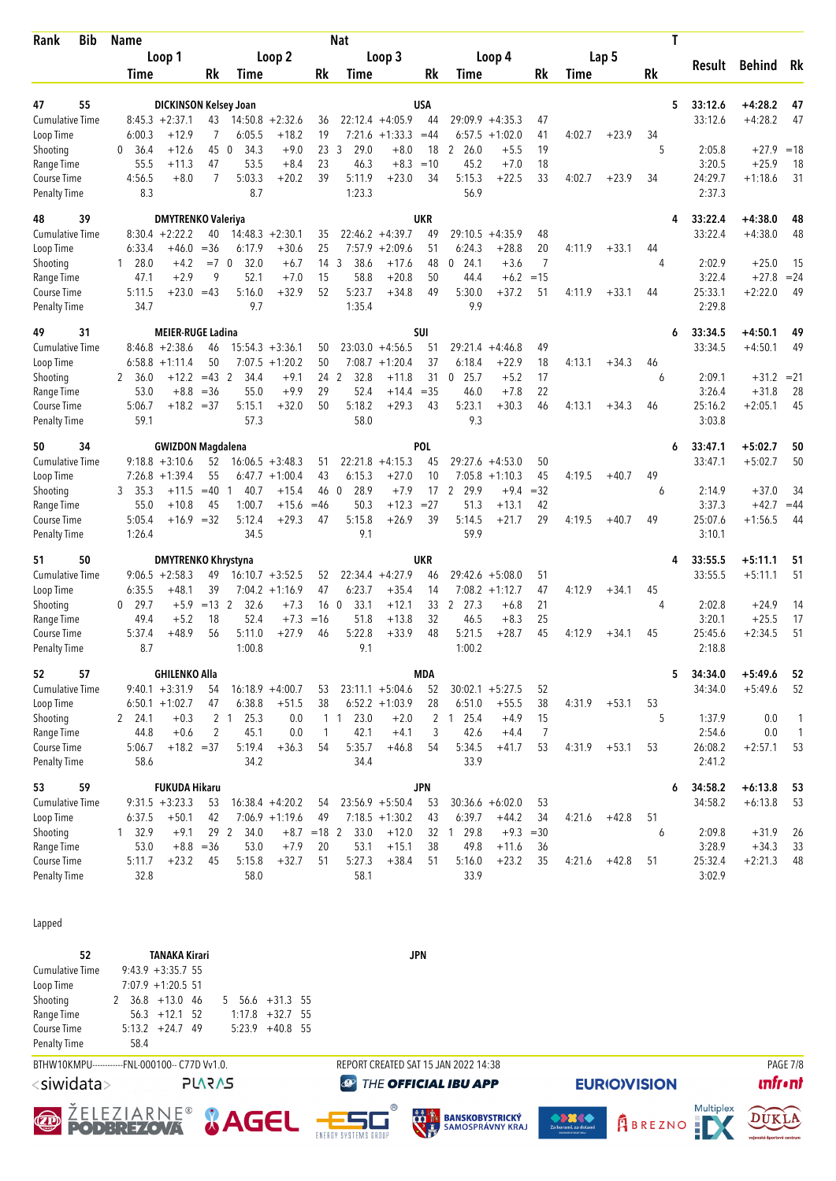| Rank | Bib | Name | | | | | Nat | | | | | | | | | T | Result | Behind | Rk |
|---|---|---|---|---|---|---|---|---|---|---|---|---|---|---|---|---|---|---|---|
| | | Loop 1 | | | Loop 2 | | | Loop 3 | | | Loop 4 | | | Lap 5 | | | | | |
| | | Time | | Rk | Time | | Rk | Time | | Rk | Time | | Rk | Time | | Rk | | | |
| 47 | 55 | DICKINSON Kelsey Joan | | | | | | | USA | | | | | | | 5 | 33:12.6 | +4:28.2 | 47 |
| Cumulative Time | | 8:45.3 | +2:37.1 | 43 | 14:50.8 | +2:32.6 | 36 | 22:12.4 | +4:05.9 | 44 | 29:09.9 | +4:35.3 | 47 | | | | 33:12.6 | +4:28.2 | 47 |
| Loop Time | | 6:00.3 | +12.9 | 7 | 6:05.5 | +18.2 | 19 | 7:21.6 | +1:33.3 | =44 | 6:57.5 | +1:02.0 | 41 | 4:02.7 | +23.9 | 34 | | | |
| Shooting | | 0 36.4 | +12.6 | 45 | 0 34.3 | +9.0 | 23 | 3 29.0 | +8.0 | 18 | 2 26.0 | +5.5 | 19 | | | 5 | 2:05.8 | +27.9 | =18 |
| Range Time | | 55.5 | +11.3 | 47 | 53.5 | +8.4 | 23 | 46.3 | +8.3 | =10 | 45.2 | +7.0 | 18 | | | | 3:20.5 | +25.9 | 18 |
| Course Time | | 4:56.5 | +8.0 | 7 | 5:03.3 | +20.2 | 39 | 5:11.9 | +23.0 | 34 | 5:15.3 | +22.5 | 33 | 4:02.7 | +23.9 | 34 | 24:29.7 | +1:18.6 | 31 |
| Penalty Time | | 8.3 | | | 8.7 | | | 1:23.3 | | | 56.9 | | | | | | 2:37.3 | | |
| 48 | 39 | DMYTRENKO Valeriya | | | | | | | UKR | | | | | | | 4 | 33:22.4 | +4:38.0 | 48 |
| Cumulative Time | | 8:30.4 | +2:22.2 | 40 | 14:48.3 | +2:30.1 | 35 | 22:46.2 | +4:39.7 | 49 | 29:10.5 | +4:35.9 | 48 | | | | 33:22.4 | +4:38.0 | 48 |
| Loop Time | | 6:33.4 | +46.0 | =36 | 6:17.9 | +30.6 | 25 | 7:57.9 | +2:09.6 | 51 | 6:24.3 | +28.8 | 20 | 4:11.9 | +33.1 | 44 | | | |
| Shooting | | 1 28.0 | +4.2 | =7 | 0 32.0 | +6.7 | 14 | 3 38.6 | +17.6 | 48 | 0 24.1 | +3.6 | 7 | | | 4 | 2:02.9 | +25.0 | 15 |
| Range Time | | 47.1 | +2.9 | 9 | 52.1 | +7.0 | 15 | 58.8 | +20.8 | 50 | 44.4 | +6.2 | =15 | | | | 3:22.4 | +27.8 | =24 |
| Course Time | | 5:11.5 | +23.0 | =43 | 5:16.0 | +32.9 | 52 | 5:23.7 | +34.8 | 49 | 5:30.0 | +37.2 | 51 | 4:11.9 | +33.1 | 44 | 25:33.1 | +2:22.0 | 49 |
| Penalty Time | | 34.7 | | | 9.7 | | | 1:35.4 | | | 9.9 | | | | | | 2:29.8 | | |
| 49 | 31 | MEIER-RUGE Ladina | | | | | | | SUI | | | | | | | 6 | 33:34.5 | +4:50.1 | 49 |
| Cumulative Time | | 8:46.8 | +2:38.6 | 46 | 15:54.3 | +3:36.1 | 50 | 23:03.0 | +4:56.5 | 51 | 29:21.4 | +4:46.8 | 49 | | | | 33:34.5 | +4:50.1 | 49 |
| Loop Time | | 6:58.8 | +1:11.4 | 50 | 7:07.5 | +1:20.2 | 50 | 7:08.7 | +1:20.4 | 37 | 6:18.4 | +22.9 | 18 | 4:13.1 | +34.3 | 46 | | | |
| Shooting | | 2 36.0 | +12.2 | =43 | 2 34.4 | +9.1 | 24 | 2 32.8 | +11.8 | 31 | 0 25.7 | +5.2 | 17 | | | 6 | 2:09.1 | +31.2 | =21 |
| Range Time | | 53.0 | +8.8 | =36 | 55.0 | +9.9 | 29 | 52.4 | +14.4 | =35 | 46.0 | +7.8 | 22 | | | | 3:26.4 | +31.8 | 28 |
| Course Time | | 5:06.7 | +18.2 | =37 | 5:15.1 | +32.0 | 50 | 5:18.2 | +29.3 | 43 | 5:23.1 | +30.3 | 46 | 4:13.1 | +34.3 | 46 | 25:16.2 | +2:05.1 | 45 |
| Penalty Time | | 59.1 | | | 57.3 | | | 58.0 | | | 9.3 | | | | | | 3:03.8 | | |
| 50 | 34 | GWIZDON Magdalena | | | | | | | POL | | | | | | | 6 | 33:47.1 | +5:02.7 | 50 |
| Cumulative Time | | 9:18.8 | +3:10.6 | 52 | 16:06.5 | +3:48.3 | 51 | 22:21.8 | +4:15.3 | 45 | 29:27.6 | +4:53.0 | 50 | | | | 33:47.1 | +5:02.7 | 50 |
| Loop Time | | 7:26.8 | +1:39.4 | 55 | 6:47.7 | +1:00.4 | 43 | 6:15.3 | +27.0 | 10 | 7:05.8 | +1:10.3 | 45 | 4:19.5 | +40.7 | 49 | | | |
| Shooting | | 3 35.3 | +11.5 | =40 | 1 40.7 | +15.4 | 46 | 0 28.9 | +7.9 | 17 | 2 29.9 | +9.4 | =32 | | | 6 | 2:14.9 | +37.0 | 34 |
| Range Time | | 55.0 | +10.8 | 45 | 1:00.7 | +15.6 | =46 | 50.3 | +12.3 | =27 | 51.3 | +13.1 | 42 | | | | 3:37.3 | +42.7 | =44 |
| Course Time | | 5:05.4 | +16.9 | =32 | 5:12.4 | +29.3 | 47 | 5:15.8 | +26.9 | 39 | 5:14.5 | +21.7 | 29 | 4:19.5 | +40.7 | 49 | 25:07.6 | +1:56.5 | 44 |
| Penalty Time | | 1:26.4 | | | 34.5 | | | 9.1 | | | 59.9 | | | | | | 3:10.1 | | |
| 51 | 50 | DMYTRENKO Khrystyna | | | | | | | UKR | | | | | | | 4 | 33:55.5 | +5:11.1 | 51 |
| Cumulative Time | | 9:06.5 | +2:58.3 | 49 | 16:10.7 | +3:52.5 | 52 | 22:34.4 | +4:27.9 | 46 | 29:42.6 | +5:08.0 | 51 | | | | 33:55.5 | +5:11.1 | 51 |
| Loop Time | | 6:35.5 | +48.1 | 39 | 7:04.2 | +1:16.9 | 47 | 6:23.7 | +35.4 | 14 | 7:08.2 | +1:12.7 | 47 | 4:12.9 | +34.1 | 45 | | | |
| Shooting | | 0 29.7 | +5.9 | =13 | 2 32.6 | +7.3 | 16 | 0 33.1 | +12.1 | 33 | 2 27.3 | +6.8 | 21 | | | 4 | 2:02.8 | +24.9 | 14 |
| Range Time | | 49.4 | +5.2 | 18 | 52.4 | +7.3 | =16 | 51.8 | +13.8 | 32 | 46.5 | +8.3 | 25 | | | | 3:20.1 | +25.5 | 17 |
| Course Time | | 5:37.4 | +48.9 | 56 | 5:11.0 | +27.9 | 46 | 5:22.8 | +33.9 | 48 | 5:21.5 | +28.7 | 45 | 4:12.9 | +34.1 | 45 | 25:45.6 | +2:34.5 | 51 |
| Penalty Time | | 8.7 | | | 1:00.8 | | | 9.1 | | | 1:00.2 | | | | | | 2:18.8 | | |
| 52 | 57 | GHILENKO Alla | | | | | | | MDA | | | | | | | 5 | 34:34.0 | +5:49.6 | 52 |
| Cumulative Time | | 9:40.1 | +3:31.9 | 54 | 16:18.9 | +4:00.7 | 53 | 23:11.1 | +5:04.6 | 52 | 30:02.1 | +5:27.5 | 52 | | | | 34:34.0 | +5:49.6 | 52 |
| Loop Time | | 6:50.1 | +1:02.7 | 47 | 6:38.8 | +51.5 | 38 | 6:52.2 | +1:03.9 | 28 | 6:51.0 | +55.5 | 38 | 4:31.9 | +53.1 | 53 | | | |
| Shooting | | 2 24.1 | +0.3 | 2 | 1 25.3 | 0.0 | 1 | 1 23.0 | +2.0 | 2 | 1 25.4 | +4.9 | 15 | | | 5 | 1:37.9 | 0.0 | 1 |
| Range Time | | 44.8 | +0.6 | 2 | 45.1 | 0.0 | 1 | 42.1 | +4.1 | 3 | 42.6 | +4.4 | 7 | | | | 2:54.6 | 0.0 | 1 |
| Course Time | | 5:06.7 | +18.2 | =37 | 5:19.4 | +36.3 | 54 | 5:35.7 | +46.8 | 54 | 5:34.5 | +41.7 | 53 | 4:31.9 | +53.1 | 53 | 26:08.2 | +2:57.1 | 53 |
| Penalty Time | | 58.6 | | | 34.2 | | | 34.4 | | | 33.9 | | | | | | 2:41.2 | | |
| 53 | 59 | FUKUDA Hikaru | | | | | | | JPN | | | | | | | 6 | 34:58.2 | +6:13.8 | 53 |
| Cumulative Time | | 9:31.5 | +3:23.3 | 53 | 16:38.4 | +4:20.2 | 54 | 23:56.9 | +5:50.4 | 53 | 30:36.6 | +6:02.0 | 53 | | | | 34:58.2 | +6:13.8 | 53 |
| Loop Time | | 6:37.5 | +50.1 | 42 | 7:06.9 | +1:19.6 | 49 | 7:18.5 | +1:30.2 | 43 | 6:39.7 | +44.2 | 34 | 4:21.6 | +42.8 | 51 | | | |
| Shooting | | 1 32.9 | +9.1 | 29 | 2 34.0 | +8.7 | =18 | 2 33.0 | +12.0 | 32 | 1 29.8 | +9.3 | =30 | | | 6 | 2:09.8 | +31.9 | 26 |
| Range Time | | 53.0 | +8.8 | =36 | 53.0 | +7.9 | 20 | 53.1 | +15.1 | 38 | 49.8 | +11.6 | 36 | | | | 3:28.9 | +34.3 | 33 |
| Course Time | | 5:11.7 | +23.2 | 45 | 5:15.8 | +32.7 | 51 | 5:27.3 | +38.4 | 51 | 5:16.0 | +23.2 | 35 | 4:21.6 | +42.8 | 51 | 25:32.4 | +2:21.3 | 48 |
| Penalty Time | | 32.8 | | | 58.0 | | | 58.1 | | | 33.9 | | | | | | 3:02.9 | | |

Lapped

| | 52 | TANAKA Kirari | | | | | JPN |
|---|---|---|---|---|---|---|---|
| Cumulative Time | | 9:43.9 | +3:35.7 | 55 | | | |
| Loop Time | | 7:07.9 | +1:20.5 | 51 | | | |
| Shooting | | 2 36.8 | +13.0 | 46 | 5 56.6 | +31.3 | 55 |
| Range Time | | 56.3 | +12.1 | 52 | 1:17.8 | +32.7 | 55 |
| Course Time | | 5:13.2 | +24.7 | 49 | 5:23.9 | +40.8 | 55 |
| Penalty Time | | 58.4 | | | | | |

BTHW10KMPU-----------FNL-000100-- C77D Vv1.0. REPORT CREATED SAT 15 JAN 2022 14:38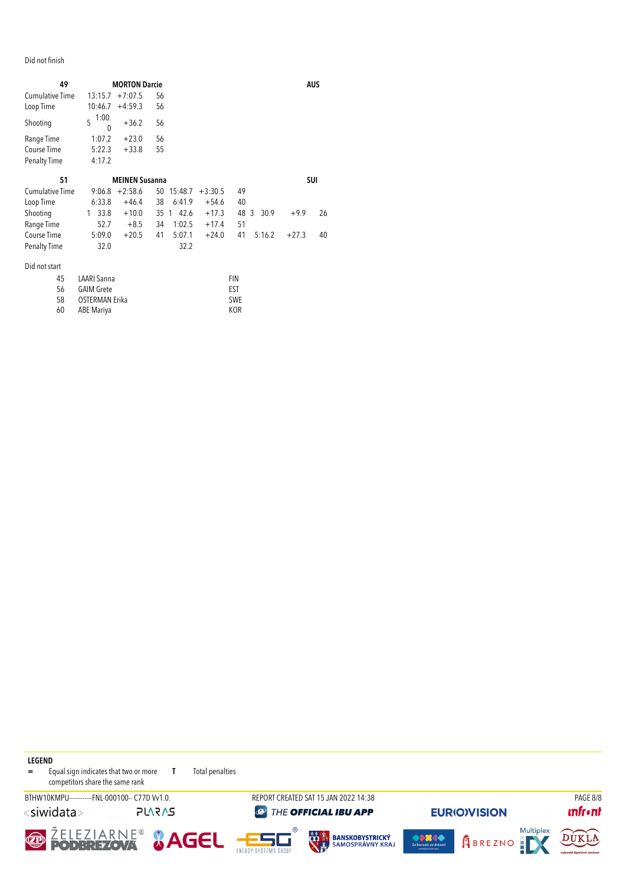Did not finish

| 49 | | MORTON Darcie | | | | | | | | | AUS |
|---|---|---|---|---|---|---|---|---|---|---|---|
| Cumulative Time | | 13:15.7 | +7:07.5 | 56 | | | | | | | |
| Loop Time | | 10:46.7 | +4:59.3 | 56 | | | | | | | |
| Shooting | 5 | 1:00.0 | +36.2 | 56 | | | | | | | |
| Range Time | | 1:07.2 | +23.0 | 56 | | | | | | | |
| Course Time | | 5:22.3 | +33.8 | 55 | | | | | | | |
| Penalty Time | | 4:17.2 | | | | | | | | | |

| 51 | | MEINEN Susanna | | | | | | | | | | | | SUI |
|---|---|---|---|---|---|---|---|---|---|---|---|---|---|---|
| Cumulative Time | | 9:06.8 | +2:58.6 | 50 | | 15:48.7 | +3:30.5 | 49 | | | | | | |
| Loop Time | | 6:33.8 | +46.4 | 38 | | 6:41.9 | +54.6 | 40 | | | | | | |
| Shooting | 1 | 33.8 | +10.0 | 35 | 1 | 42.6 | +17.3 | 48 | 3 | 30.9 | +9.9 | 26 | | |
| Range Time | | 52.7 | +8.5 | 34 | | 1:02.5 | +17.4 | 51 | | | | | | |
| Course Time | | 5:09.0 | +20.5 | 41 | | 5:07.1 | +24.0 | 41 | | 5:16.2 | +27.3 | 40 | | |
| Penalty Time | | 32.0 | | | | 32.2 | | | | | | | | |

Did not start

| | | |
|---|---|---|
| 45 | LAARI Sanna | FIN |
| 56 | GAIM Grete | EST |
| 58 | OSTERMAN Erika | SWE |
| 60 | ABE Mariya | KOR |

**LEGEND**

| | | | |
|---|---|---|---|
| = | Equal sign indicates that two or more competitors share the same rank | T | Total penalties |

BTHW10KMPU------------FNL-000100-- C77D Vv1.0. REPORT CREATED SAT 15 JAN 2022 14:38